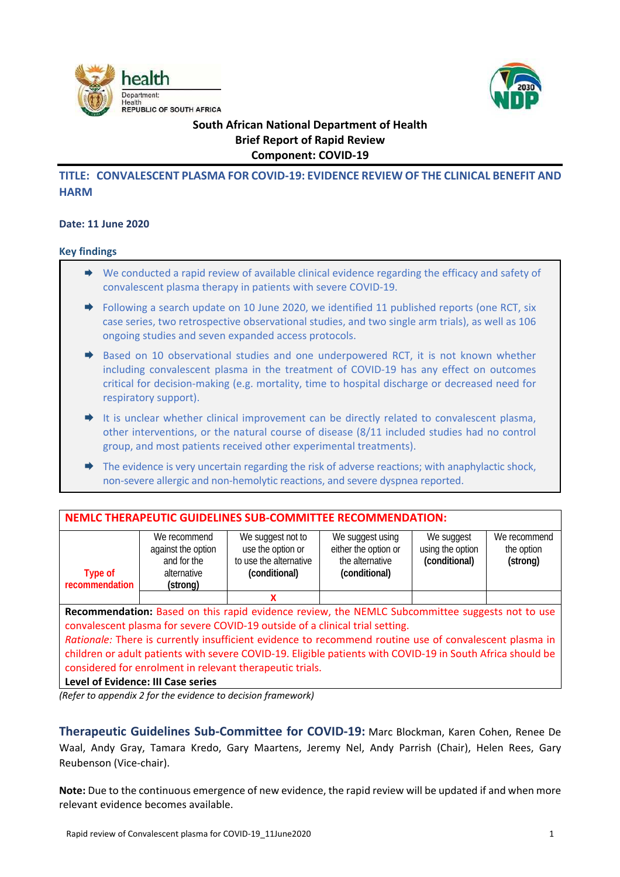**South African National Department of Health**
**Brief Report of Rapid Review**
**Component: COVID-19**

# TITLE: CONVALESCENT PLASMA FOR COVID-19: EVIDENCE REVIEW OF THE CLINICAL BENEFIT AND HARM

**Date: 11 June 2020**

## Key findings

- We conducted a rapid review of available clinical evidence regarding the efficacy and safety of convalescent plasma therapy in patients with severe COVID-19.
- Following a search update on 10 June 2020, we identified 11 published reports (one RCT, six case series, two retrospective observational studies, and two single arm trials), as well as 106 ongoing studies and seven expanded access protocols.
- Based on 10 observational studies and one underpowered RCT, it is not known whether including convalescent plasma in the treatment of COVID-19 has any effect on outcomes critical for decision-making (e.g. mortality, time to hospital discharge or decreased need for respiratory support).
- It is unclear whether clinical improvement can be directly related to convalescent plasma, other interventions, or the natural course of disease (8/11 included studies had no control group, and most patients received other experimental treatments).
- The evidence is very uncertain regarding the risk of adverse reactions; with anaphylactic shock, non-severe allergic and non-hemolytic reactions, and severe dyspnea reported.

| NEMLC THERAPEUTIC GUIDELINES SUB-COMMITTEE RECOMMENDATION: | | | | | |
|---|---|---|---|---|---|
| Type of recommendation | We recommend against the option and for the alternative **(strong)** | We suggest not to use the option or to use the alternative **(conditional)** | We suggest using either the option or the alternative **(conditional)** | We suggest using the option **(conditional)** | We recommend the option **(strong)** |
| | | X | | | |

**Recommendation:** Based on this rapid evidence review, the NEMLC Subcommittee suggests not to use convalescent plasma for severe COVID-19 outside of a clinical trial setting.
*Rationale:* There is currently insufficient evidence to recommend routine use of convalescent plasma in children or adult patients with severe COVID-19. Eligible patients with COVID-19 in South Africa should be considered for enrolment in relevant therapeutic trials.
**Level of Evidence: III Case series**

*(Refer to appendix 2 for the evidence to decision framework)*

**Therapeutic Guidelines Sub-Committee for COVID-19:** Marc Blockman, Karen Cohen, Renee De Waal, Andy Gray, Tamara Kredo, Gary Maartens, Jeremy Nel, Andy Parrish (Chair), Helen Rees, Gary Reubenson (Vice-chair).

**Note:** Due to the continuous emergence of new evidence, the rapid review will be updated if and when more relevant evidence becomes available.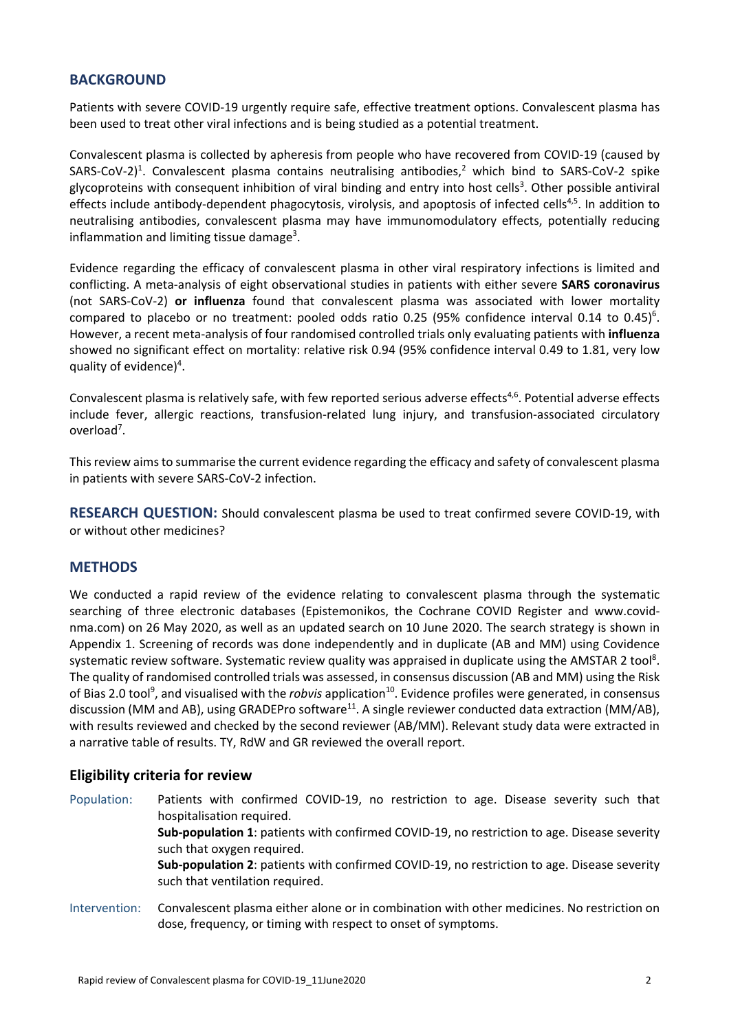## BACKGROUND

Patients with severe COVID-19 urgently require safe, effective treatment options. Convalescent plasma has been used to treat other viral infections and is being studied as a potential treatment.

Convalescent plasma is collected by apheresis from people who have recovered from COVID-19 (caused by SARS-CoV-2)[1]. Convalescent plasma contains neutralising antibodies,[2] which bind to SARS-CoV-2 spike glycoproteins with consequent inhibition of viral binding and entry into host cells[3]. Other possible antiviral effects include antibody-dependent phagocytosis, virolysis, and apoptosis of infected cells[4,5]. In addition to neutralising antibodies, convalescent plasma may have immunomodulatory effects, potentially reducing inflammation and limiting tissue damage[3].

Evidence regarding the efficacy of convalescent plasma in other viral respiratory infections is limited and conflicting. A meta-analysis of eight observational studies in patients with either severe **SARS coronavirus** (not SARS-CoV-2) **or influenza** found that convalescent plasma was associated with lower mortality compared to placebo or no treatment: pooled odds ratio 0.25 (95% confidence interval 0.14 to 0.45)[6]. However, a recent meta-analysis of four randomised controlled trials only evaluating patients with **influenza** showed no significant effect on mortality: relative risk 0.94 (95% confidence interval 0.49 to 1.81, very low quality of evidence)[4].

Convalescent plasma is relatively safe, with few reported serious adverse effects[4,6]. Potential adverse effects include fever, allergic reactions, transfusion-related lung injury, and transfusion-associated circulatory overload[7].

This review aims to summarise the current evidence regarding the efficacy and safety of convalescent plasma in patients with severe SARS-CoV-2 infection.

**RESEARCH QUESTION:** Should convalescent plasma be used to treat confirmed severe COVID-19, with or without other medicines?

## METHODS

We conducted a rapid review of the evidence relating to convalescent plasma through the systematic searching of three electronic databases (Epistemonikos, the Cochrane COVID Register and www.covid-nma.com) on 26 May 2020, as well as an updated search on 10 June 2020. The search strategy is shown in Appendix 1. Screening of records was done independently and in duplicate (AB and MM) using Covidence systematic review software. Systematic review quality was appraised in duplicate using the AMSTAR 2 tool[8]. The quality of randomised controlled trials was assessed, in consensus discussion (AB and MM) using the Risk of Bias 2.0 tool[9], and visualised with the *robvis* application[10]. Evidence profiles were generated, in consensus discussion (MM and AB), using GRADEPro software[11]. A single reviewer conducted data extraction (MM/AB), with results reviewed and checked by the second reviewer (AB/MM). Relevant study data were extracted in a narrative table of results. TY, RdW and GR reviewed the overall report.

### Eligibility criteria for review

Population: Patients with confirmed COVID-19, no restriction to age. Disease severity such that hospitalisation required.
**Sub-population 1**: patients with confirmed COVID-19, no restriction to age. Disease severity such that oxygen required.
**Sub-population 2**: patients with confirmed COVID-19, no restriction to age. Disease severity such that ventilation required.

Intervention: Convalescent plasma either alone or in combination with other medicines. No restriction on dose, frequency, or timing with respect to onset of symptoms.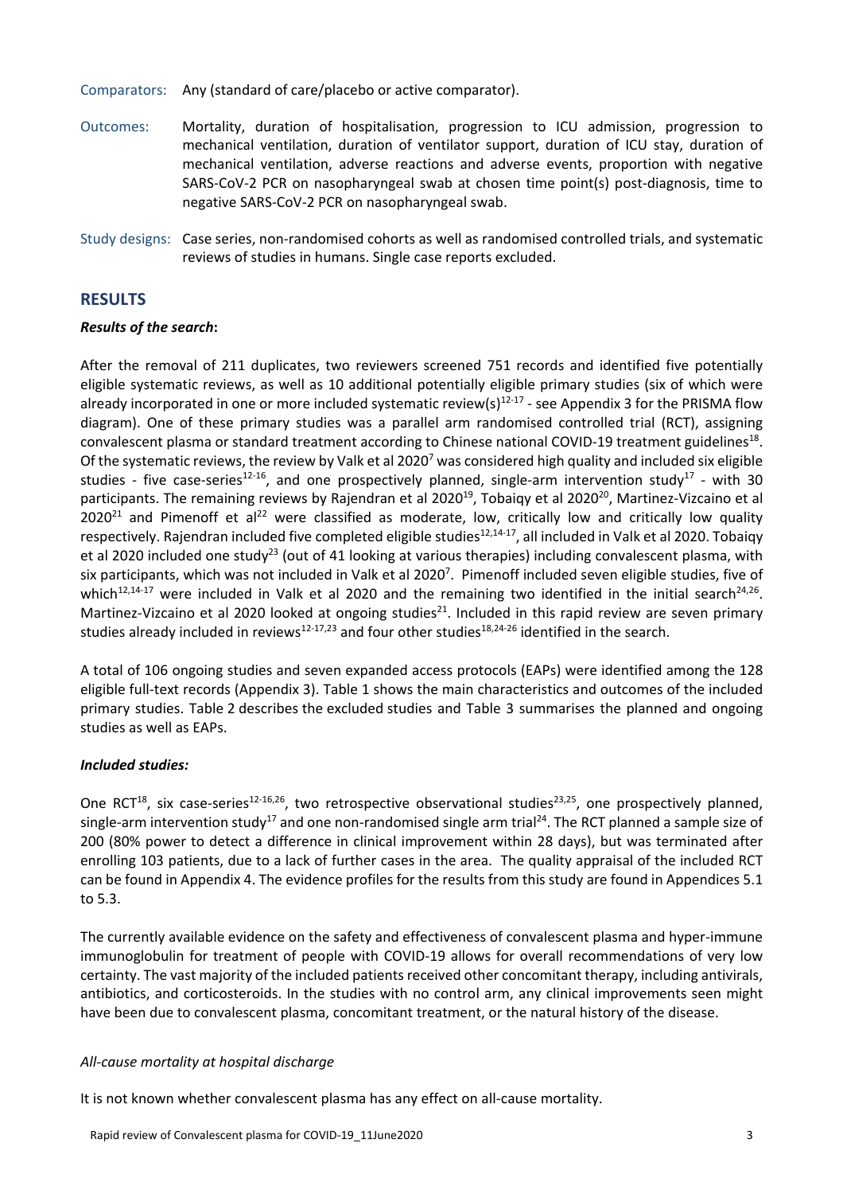Comparators: Any (standard of care/placebo or active comparator).

Outcomes: Mortality, duration of hospitalisation, progression to ICU admission, progression to mechanical ventilation, duration of ventilator support, duration of ICU stay, duration of mechanical ventilation, adverse reactions and adverse events, proportion with negative SARS-CoV-2 PCR on nasopharyngeal swab at chosen time point(s) post-diagnosis, time to negative SARS-CoV-2 PCR on nasopharyngeal swab.

Study designs: Case series, non-randomised cohorts as well as randomised controlled trials, and systematic reviews of studies in humans. Single case reports excluded.

## RESULTS

### *Results of the search*:

After the removal of 211 duplicates, two reviewers screened 751 records and identified five potentially eligible systematic reviews, as well as 10 additional potentially eligible primary studies (six of which were already incorporated in one or more included systematic review(s)[12-17] - see Appendix 3 for the PRISMA flow diagram). One of these primary studies was a parallel arm randomised controlled trial (RCT), assigning convalescent plasma or standard treatment according to Chinese national COVID-19 treatment guidelines[18]. Of the systematic reviews, the review by Valk et al 2020[7] was considered high quality and included six eligible studies - five case-series[12-16], and one prospectively planned, single-arm intervention study[17] - with 30 participants. The remaining reviews by Rajendran et al 2020[19], Tobaiqy et al 2020[20], Martinez-Vizcaino et al 2020[21] and Pimenoff et al[22] were classified as moderate, low, critically low and critically low quality respectively. Rajendran included five completed eligible studies[12,14-17], all included in Valk et al 2020. Tobaiqy et al 2020 included one study[23] (out of 41 looking at various therapies) including convalescent plasma, with six participants, which was not included in Valk et al 2020[7]. Pimenoff included seven eligible studies, five of which[12,14-17] were included in Valk et al 2020 and the remaining two identified in the initial search[24,26]. Martinez-Vizcaino et al 2020 looked at ongoing studies[21]. Included in this rapid review are seven primary studies already included in reviews[12-17,23] and four other studies[18,24-26] identified in the search.

A total of 106 ongoing studies and seven expanded access protocols (EAPs) were identified among the 128 eligible full-text records (Appendix 3). Table 1 shows the main characteristics and outcomes of the included primary studies. Table 2 describes the excluded studies and Table 3 summarises the planned and ongoing studies as well as EAPs.

### *Included studies:*

One RCT[18], six case-series[12-16,26], two retrospective observational studies[23,25], one prospectively planned, single-arm intervention study[17] and one non-randomised single arm trial[24]. The RCT planned a sample size of 200 (80% power to detect a difference in clinical improvement within 28 days), but was terminated after enrolling 103 patients, due to a lack of further cases in the area. The quality appraisal of the included RCT can be found in Appendix 4. The evidence profiles for the results from this study are found in Appendices 5.1 to 5.3.

The currently available evidence on the safety and effectiveness of convalescent plasma and hyper-immune immunoglobulin for treatment of people with COVID-19 allows for overall recommendations of very low certainty. The vast majority of the included patients received other concomitant therapy, including antivirals, antibiotics, and corticosteroids. In the studies with no control arm, any clinical improvements seen might have been due to convalescent plasma, concomitant treatment, or the natural history of the disease.

*All-cause mortality at hospital discharge*

It is not known whether convalescent plasma has any effect on all-cause mortality.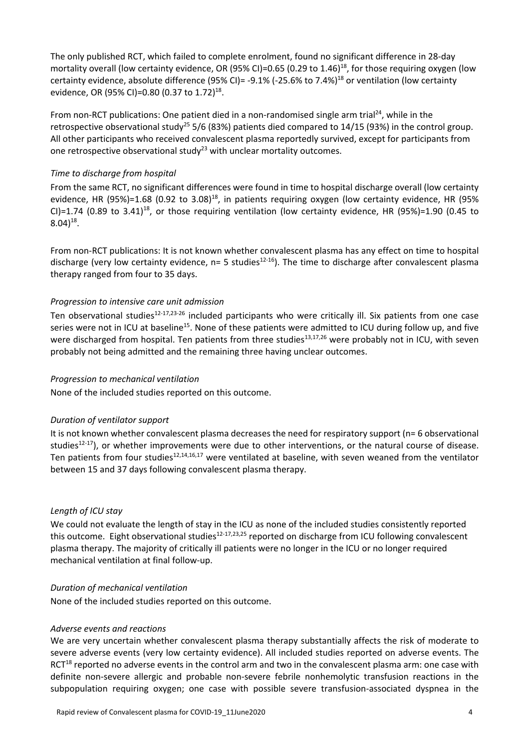The only published RCT, which failed to complete enrolment, found no significant difference in 28-day mortality overall (low certainty evidence, OR (95% CI)=0.65 (0.29 to 1.46)[18], for those requiring oxygen (low certainty evidence, absolute difference (95% CI)= -9.1% (-25.6% to 7.4%)[18] or ventilation (low certainty evidence, OR (95% CI)=0.80 (0.37 to 1.72)[18].

From non-RCT publications: One patient died in a non-randomised single arm trial[24], while in the retrospective observational study[25] 5/6 (83%) patients died compared to 14/15 (93%) in the control group. All other participants who received convalescent plasma reportedly survived, except for participants from one retrospective observational study[23] with unclear mortality outcomes.

*Time to discharge from hospital*

From the same RCT, no significant differences were found in time to hospital discharge overall (low certainty evidence, HR (95%)=1.68 (0.92 to 3.08)[18], in patients requiring oxygen (low certainty evidence, HR (95% CI)=1.74 (0.89 to 3.41)[18], or those requiring ventilation (low certainty evidence, HR (95%)=1.90 (0.45 to 8.04)[18].

From non-RCT publications: It is not known whether convalescent plasma has any effect on time to hospital discharge (very low certainty evidence, n= 5 studies[12-16]). The time to discharge after convalescent plasma therapy ranged from four to 35 days.

*Progression to intensive care unit admission*

Ten observational studies[12-17,23-26] included participants who were critically ill. Six patients from one case series were not in ICU at baseline[15]. None of these patients were admitted to ICU during follow up, and five were discharged from hospital. Ten patients from three studies[13,17,26] were probably not in ICU, with seven probably not being admitted and the remaining three having unclear outcomes.

*Progression to mechanical ventilation*

None of the included studies reported on this outcome.

*Duration of ventilator support*

It is not known whether convalescent plasma decreases the need for respiratory support (n= 6 observational studies[12-17]), or whether improvements were due to other interventions, or the natural course of disease. Ten patients from four studies[12,14,16,17] were ventilated at baseline, with seven weaned from the ventilator between 15 and 37 days following convalescent plasma therapy.

*Length of ICU stay*

We could not evaluate the length of stay in the ICU as none of the included studies consistently reported this outcome. Eight observational studies[12-17,23,25] reported on discharge from ICU following convalescent plasma therapy. The majority of critically ill patients were no longer in the ICU or no longer required mechanical ventilation at final follow-up.

*Duration of mechanical ventilation*

None of the included studies reported on this outcome.

*Adverse events and reactions*

We are very uncertain whether convalescent plasma therapy substantially affects the risk of moderate to severe adverse events (very low certainty evidence). All included studies reported on adverse events. The RCT[18] reported no adverse events in the control arm and two in the convalescent plasma arm: one case with definite non-severe allergic and probable non-severe febrile nonhemolytic transfusion reactions in the subpopulation requiring oxygen; one case with possible severe transfusion-associated dyspnea in the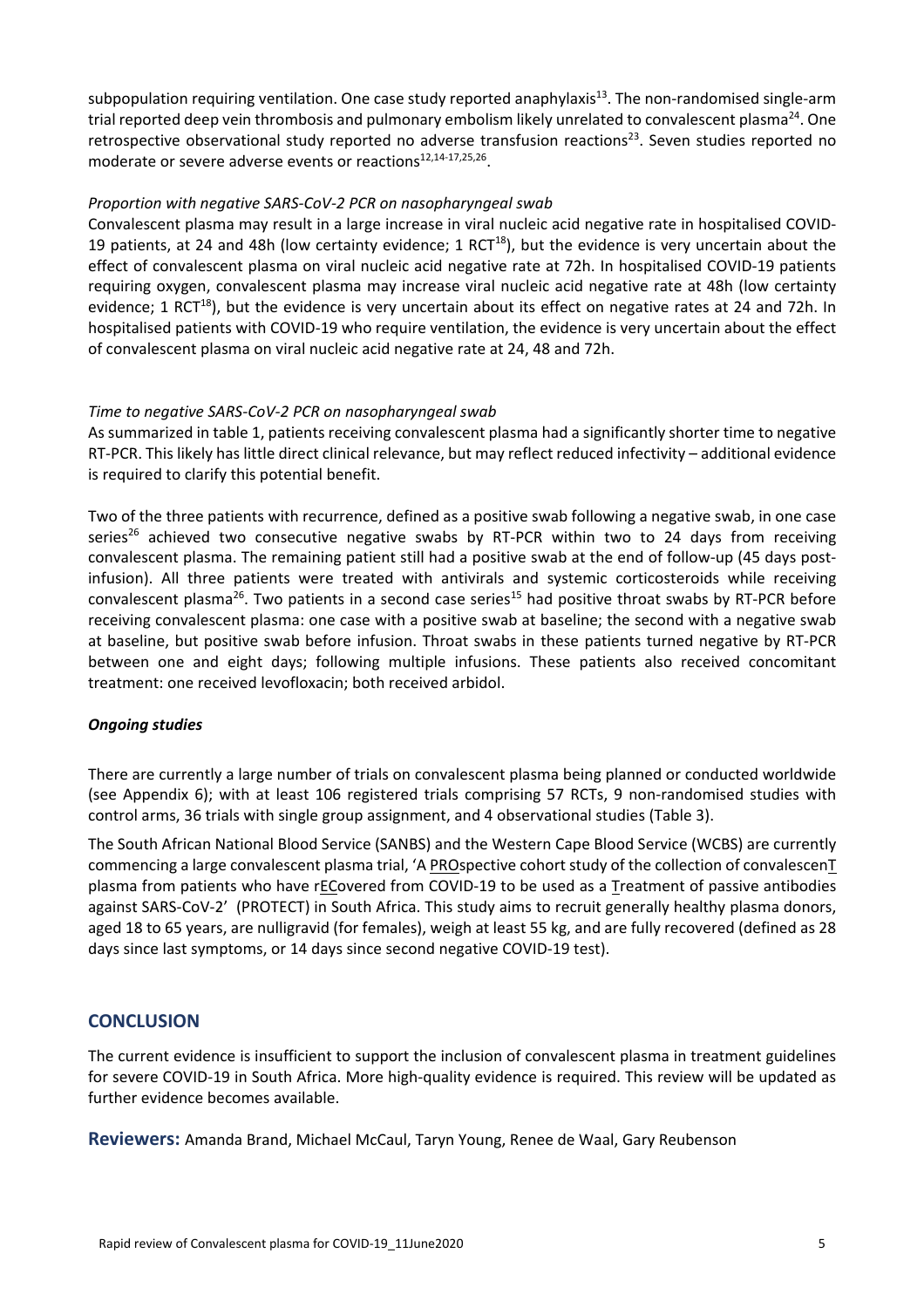subpopulation requiring ventilation. One case study reported anaphylaxis[13]. The non-randomised single-arm trial reported deep vein thrombosis and pulmonary embolism likely unrelated to convalescent plasma[24]. One retrospective observational study reported no adverse transfusion reactions[23]. Seven studies reported no moderate or severe adverse events or reactions[12,14-17,25,26].

*Proportion with negative SARS-CoV-2 PCR on nasopharyngeal swab*

Convalescent plasma may result in a large increase in viral nucleic acid negative rate in hospitalised COVID-19 patients, at 24 and 48h (low certainty evidence; 1 RCT[18]), but the evidence is very uncertain about the effect of convalescent plasma on viral nucleic acid negative rate at 72h. In hospitalised COVID-19 patients requiring oxygen, convalescent plasma may increase viral nucleic acid negative rate at 48h (low certainty evidence; 1 RCT[18]), but the evidence is very uncertain about its effect on negative rates at 24 and 72h. In hospitalised patients with COVID-19 who require ventilation, the evidence is very uncertain about the effect of convalescent plasma on viral nucleic acid negative rate at 24, 48 and 72h.

*Time to negative SARS-CoV-2 PCR on nasopharyngeal swab*

As summarized in table 1, patients receiving convalescent plasma had a significantly shorter time to negative RT-PCR. This likely has little direct clinical relevance, but may reflect reduced infectivity – additional evidence is required to clarify this potential benefit.

Two of the three patients with recurrence, defined as a positive swab following a negative swab, in one case series[26] achieved two consecutive negative swabs by RT-PCR within two to 24 days from receiving convalescent plasma. The remaining patient still had a positive swab at the end of follow-up (45 days post-infusion). All three patients were treated with antivirals and systemic corticosteroids while receiving convalescent plasma[26]. Two patients in a second case series[15] had positive throat swabs by RT-PCR before receiving convalescent plasma: one case with a positive swab at baseline; the second with a negative swab at baseline, but positive swab before infusion. Throat swabs in these patients turned negative by RT-PCR between one and eight days; following multiple infusions. These patients also received concomitant treatment: one received levofloxacin; both received arbidol.

***Ongoing studies***

There are currently a large number of trials on convalescent plasma being planned or conducted worldwide (see Appendix 6); with at least 106 registered trials comprising 57 RCTs, 9 non-randomised studies with control arms, 36 trials with single group assignment, and 4 observational studies (Table 3).

The South African National Blood Service (SANBS) and the Western Cape Blood Service (WCBS) are currently commencing a large convalescent plasma trial, 'A PROspective cohort study of the collection of convalescenT plasma from patients who have rECovered from COVID-19 to be used as a Treatment of passive antibodies against SARS-CoV-2' (PROTECT) in South Africa. This study aims to recruit generally healthy plasma donors, aged 18 to 65 years, are nulligravid (for females), weigh at least 55 kg, and are fully recovered (defined as 28 days since last symptoms, or 14 days since second negative COVID-19 test).

## CONCLUSION

The current evidence is insufficient to support the inclusion of convalescent plasma in treatment guidelines for severe COVID-19 in South Africa. More high-quality evidence is required. This review will be updated as further evidence becomes available.

**Reviewers:** Amanda Brand, Michael McCaul, Taryn Young, Renee de Waal, Gary Reubenson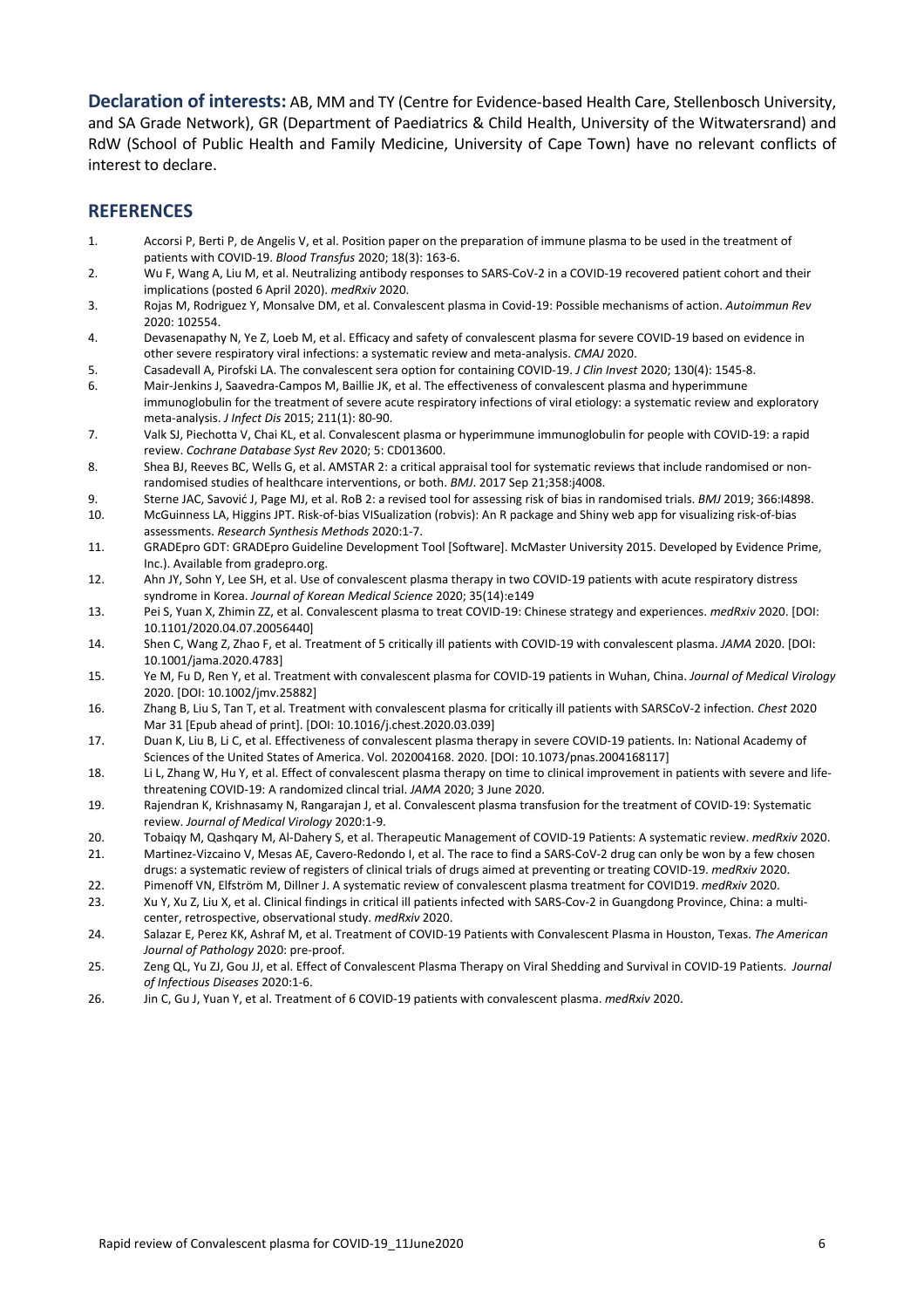**Declaration of interests:** AB, MM and TY (Centre for Evidence-based Health Care, Stellenbosch University, and SA Grade Network), GR (Department of Paediatrics & Child Health, University of the Witwatersrand) and RdW (School of Public Health and Family Medicine, University of Cape Town) have no relevant conflicts of interest to declare.

## REFERENCES

1. Accorsi P, Berti P, de Angelis V, et al. Position paper on the preparation of immune plasma to be used in the treatment of patients with COVID-19. *Blood Transfus* 2020; 18(3): 163-6.
2. Wu F, Wang A, Liu M, et al. Neutralizing antibody responses to SARS-CoV-2 in a COVID-19 recovered patient cohort and their implications (posted 6 April 2020). *medRxiv* 2020.
3. Rojas M, Rodriguez Y, Monsalve DM, et al. Convalescent plasma in Covid-19: Possible mechanisms of action. *Autoimmun Rev* 2020: 102554.
4. Devasenapathy N, Ye Z, Loeb M, et al. Efficacy and safety of convalescent plasma for severe COVID-19 based on evidence in other severe respiratory viral infections: a systematic review and meta-analysis. *CMAJ* 2020.
5. Casadevall A, Pirofski LA. The convalescent sera option for containing COVID-19. *J Clin Invest* 2020; 130(4): 1545-8.
6. Mair-Jenkins J, Saavedra-Campos M, Baillie JK, et al. The effectiveness of convalescent plasma and hyperimmune immunoglobulin for the treatment of severe acute respiratory infections of viral etiology: a systematic review and exploratory meta-analysis. *J Infect Dis* 2015; 211(1): 80-90.
7. Valk SJ, Piechotta V, Chai KL, et al. Convalescent plasma or hyperimmune immunoglobulin for people with COVID-19: a rapid review. *Cochrane Database Syst Rev* 2020; 5: CD013600.
8. Shea BJ, Reeves BC, Wells G, et al. AMSTAR 2: a critical appraisal tool for systematic reviews that include randomised or non-randomised studies of healthcare interventions, or both. *BMJ*. 2017 Sep 21;358:j4008.
9. Sterne JAC, Savović J, Page MJ, et al. RoB 2: a revised tool for assessing risk of bias in randomised trials. *BMJ* 2019; 366:l4898.
10. McGuinness LA, Higgins JPT. Risk-of-bias VISualization (robvis): An R package and Shiny web app for visualizing risk-of-bias assessments. *Research Synthesis Methods* 2020:1-7.
11. GRADEpro GDT: GRADEpro Guideline Development Tool [Software]. McMaster University 2015. Developed by Evidence Prime, Inc.). Available from gradepro.org.
12. Ahn JY, Sohn Y, Lee SH, et al. Use of convalescent plasma therapy in two COVID-19 patients with acute respiratory distress syndrome in Korea. *Journal of Korean Medical Science* 2020; 35(14):e149
13. Pei S, Yuan X, Zhimin ZZ, et al. Convalescent plasma to treat COVID-19: Chinese strategy and experiences. *medRxiv* 2020. [DOI: 10.1101/2020.04.07.20056440]
14. Shen C, Wang Z, Zhao F, et al. Treatment of 5 critically ill patients with COVID-19 with convalescent plasma. *JAMA* 2020. [DOI: 10.1001/jama.2020.4783]
15. Ye M, Fu D, Ren Y, et al. Treatment with convalescent plasma for COVID-19 patients in Wuhan, China. *Journal of Medical Virology* 2020. [DOI: 10.1002/jmv.25882]
16. Zhang B, Liu S, Tan T, et al. Treatment with convalescent plasma for critically ill patients with SARSCoV-2 infection. *Chest* 2020 Mar 31 [Epub ahead of print]. [DOI: 10.1016/j.chest.2020.03.039]
17. Duan K, Liu B, Li C, et al. Effectiveness of convalescent plasma therapy in severe COVID-19 patients. In: National Academy of Sciences of the United States of America. Vol. 202004168. 2020. [DOI: 10.1073/pnas.2004168117]
18. Li L, Zhang W, Hu Y, et al. Effect of convalescent plasma therapy on time to clinical improvement in patients with severe and life-threatening COVID-19: A randomized clincal trial. *JAMA* 2020; 3 June 2020.
19. Rajendran K, Krishnasamy N, Rangarajan J, et al. Convalescent plasma transfusion for the treatment of COVID-19: Systematic review. *Journal of Medical Virology* 2020:1-9.
20. Tobaiqy M, Qashqary M, Al-Dahery S, et al. Therapeutic Management of COVID-19 Patients: A systematic review. *medRxiv* 2020.
21. Martinez-Vizcaino V, Mesas AE, Cavero-Redondo I, et al. The race to find a SARS-CoV-2 drug can only be won by a few chosen drugs: a systematic review of registers of clinical trials of drugs aimed at preventing or treating COVID-19. *medRxiv* 2020.
22. Pimenoff VN, Elfström M, Dillner J. A systematic review of convalescent plasma treatment for COVID19. *medRxiv* 2020.
23. Xu Y, Xu Z, Liu X, et al. Clinical findings in critical ill patients infected with SARS-Cov-2 in Guangdong Province, China: a multi-center, retrospective, observational study. *medRxiv* 2020.
24. Salazar E, Perez KK, Ashraf M, et al. Treatment of COVID-19 Patients with Convalescent Plasma in Houston, Texas. *The American Journal of Pathology* 2020: pre-proof.
25. Zeng QL, Yu ZJ, Gou JJ, et al. Effect of Convalescent Plasma Therapy on Viral Shedding and Survival in COVID-19 Patients. *Journal of Infectious Diseases* 2020:1-6.
26. Jin C, Gu J, Yuan Y, et al. Treatment of 6 COVID-19 patients with convalescent plasma. *medRxiv* 2020.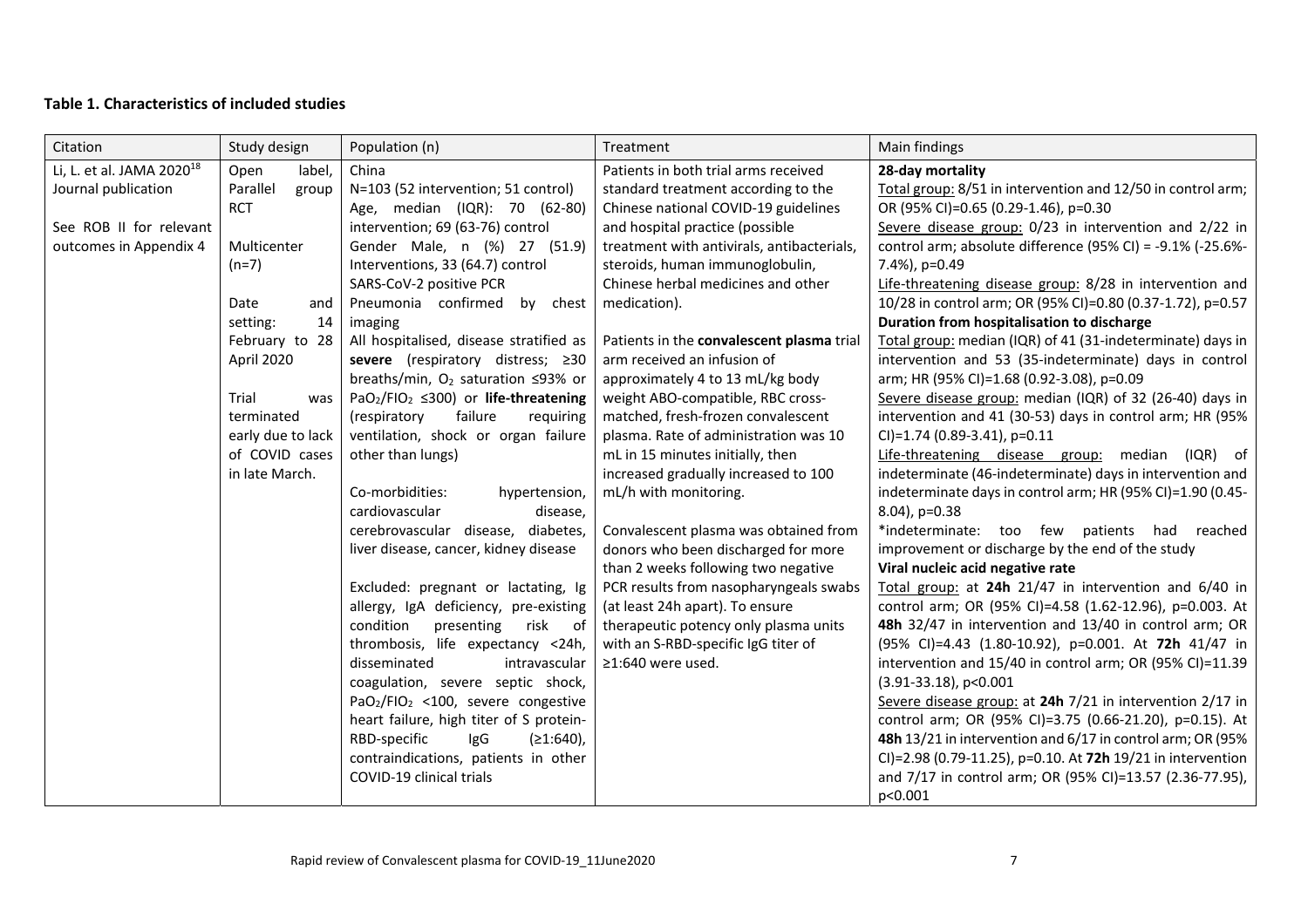**Table 1. Characteristics of included studies**

| Citation | Study design | Population (n) | Treatment | Main findings |
|---|---|---|---|---|
| Li, L. et al. JAMA 2020[18]<br>Journal publication<br><br>See ROB II for relevant outcomes in Appendix 4 | Open label, Parallel group RCT<br><br>Multicenter (n=7)<br><br>Date and setting: 14 February to 28 April 2020<br><br>Trial was terminated early due to lack of COVID cases in late March. | China<br>N=103 (52 intervention; 51 control)<br>Age, median (IQR): 70 (62-80) intervention; 69 (63-76) control<br>Gender Male, n (%) 27 (51.9) Interventions, 33 (64.7) control<br>SARS-CoV-2 positive PCR<br>Pneumonia confirmed by chest imaging<br>All hospitalised, disease stratified as **severe** (respiratory distress; ≥30 breaths/min, $O_2$ saturation ≤93% or $PaO_2/FIO_2$ ≤300) or **life-threatening** (respiratory failure requiring ventilation, shock or organ failure other than lungs)<br><br>Co-morbidities: hypertension, cardiovascular disease, cerebrovascular disease, diabetes, liver disease, cancer, kidney disease<br><br>Excluded: pregnant or lactating, Ig allergy, IgA deficiency, pre-existing condition presenting risk of thrombosis, life expectancy <24h, disseminated intravascular coagulation, severe septic shock, $PaO_2/FIO_2$ <100, severe congestive heart failure, high titer of S protein-RBD-specific IgG (≥1:640), contraindications, patients in other COVID-19 clinical trials | Patients in both trial arms received standard treatment according to the Chinese national COVID-19 guidelines and hospital practice (possible treatment with antivirals, antibacterials, steroids, human immunoglobulin, Chinese herbal medicines and other medication).<br><br>Patients in the **convalescent plasma** trial arm received an infusion of approximately 4 to 13 mL/kg body weight ABO-compatible, RBC cross-matched, fresh-frozen convalescent plasma. Rate of administration was 10 mL in 15 minutes initially, then increased gradually increased to 100 mL/h with monitoring.<br><br>Convalescent plasma was obtained from donors who been discharged for more than 2 weeks following two negative PCR results from nasopharyngeals swabs (at least 24h apart). To ensure therapeutic potency only plasma units with an S-RBD-specific IgG titer of ≥1:640 were used. | **28-day mortality**<br>Total group: 8/51 in intervention and 12/50 in control arm; OR (95% CI)=0.65 (0.29-1.46), p=0.30<br>Severe disease group: 0/23 in intervention and 2/22 in control arm; absolute difference (95% CI) = -9.1% (-25.6%-7.4%), p=0.49<br>Life-threatening disease group: 8/28 in intervention and 10/28 in control arm; OR (95% CI)=0.80 (0.37-1.72), p=0.57<br>**Duration from hospitalisation to discharge**<br>Total group: median (IQR) of 41 (31-indeterminate) days in intervention and 53 (35-indeterminate) days in control arm; HR (95% CI)=1.68 (0.92-3.08), p=0.09<br>Severe disease group: median (IQR) of 32 (26-40) days in intervention and 41 (30-53) days in control arm; HR (95% CI)=1.74 (0.89-3.41), p=0.11<br>Life-threatening disease group: median (IQR) of indeterminate (46-indeterminate) days in intervention and indeterminate days in control arm; HR (95% CI)=1.90 (0.45-8.04), p=0.38<br>*indeterminate: too few patients had reached improvement or discharge by the end of the study<br>**Viral nucleic acid negative rate**<br>Total group: at **24h** 21/47 in intervention and 6/40 in control arm; OR (95% CI)=4.58 (1.62-12.96), p=0.003. At **48h** 32/47 in intervention and 13/40 in control arm; OR (95% CI)=4.43 (1.80-10.92), p=0.001. At **72h** 41/47 in intervention and 15/40 in control arm; OR (95% CI)=11.39 (3.91-33.18), p<0.001<br>Severe disease group: at **24h** 7/21 in intervention 2/17 in control arm; OR (95% CI)=3.75 (0.66-21.20), p=0.15). At **48h** 13/21 in intervention and 6/17 in control arm; OR (95% CI)=2.98 (0.79-11.25), p=0.10. At **72h** 19/21 in intervention and 7/17 in control arm; OR (95% CI)=13.57 (2.36-77.95), p<0.001 |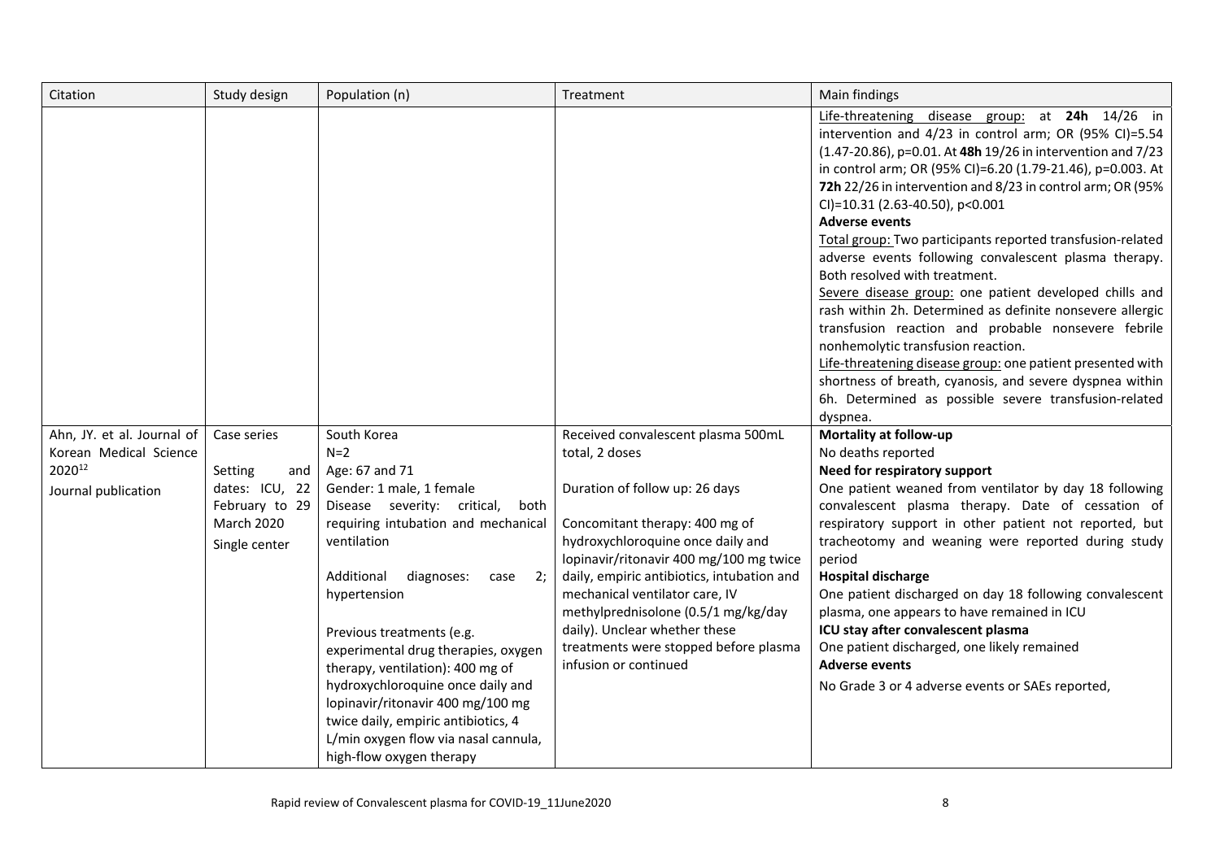| Citation | Study design | Population (n) | Treatment | Main findings |
|---|---|---|---|---|
| | | | | Life-threatening disease group: at **24h** 14/26 in intervention and 4/23 in control arm; OR (95% CI)=5.54 (1.47-20.86), p=0.01. At **48h** 19/26 in intervention and 7/23 in control arm; OR (95% CI)=6.20 (1.79-21.46), p=0.003. At **72h** 22/26 in intervention and 8/23 in control arm; OR (95% CI)=10.31 (2.63-40.50), p<0.001<br>**Adverse events**<br>Total group: Two participants reported transfusion-related adverse events following convalescent plasma therapy. Both resolved with treatment.<br>Severe disease group: one patient developed chills and rash within 2h. Determined as definite nonsevere allergic transfusion reaction and probable nonsevere febrile nonhemolytic transfusion reaction.<br>Life-threatening disease group: one patient presented with shortness of breath, cyanosis, and severe dyspnea within 6h. Determined as possible severe transfusion-related dyspnea. |
| Ahn, JY. et al. Journal of Korean Medical Science 2020[12]<br>Journal publication | Case series<br><br>Setting and dates: ICU, 22 February to 29 March 2020<br>Single center | South Korea<br>N=2<br>Age: 67 and 71<br>Gender: 1 male, 1 female<br>Disease severity: critical, both requiring intubation and mechanical ventilation<br><br>Additional diagnoses: case 2; hypertension<br><br>Previous treatments (e.g. experimental drug therapies, oxygen therapy, ventilation): 400 mg of hydroxychloroquine once daily and lopinavir/ritonavir 400 mg/100 mg twice daily, empiric antibiotics, 4 L/min oxygen flow via nasal cannula, high-flow oxygen therapy | Received convalescent plasma 500mL total, 2 doses<br><br>Duration of follow up: 26 days<br><br>Concomitant therapy: 400 mg of hydroxychloroquine once daily and lopinavir/ritonavir 400 mg/100 mg twice daily, empiric antibiotics, intubation and mechanical ventilator care, IV methylprednisolone (0.5/1 mg/kg/day daily). Unclear whether these treatments were stopped before plasma infusion or continued | **Mortality at follow-up**<br>No deaths reported<br>**Need for respiratory support**<br>One patient weaned from ventilator by day 18 following convalescent plasma therapy. Date of cessation of respiratory support in other patient not reported, but tracheotomy and weaning were reported during study period<br>**Hospital discharge**<br>One patient discharged on day 18 following convalescent plasma, one appears to have remained in ICU<br>**ICU stay after convalescent plasma**<br>One patient discharged, one likely remained<br>**Adverse events**<br>No Grade 3 or 4 adverse events or SAEs reported, |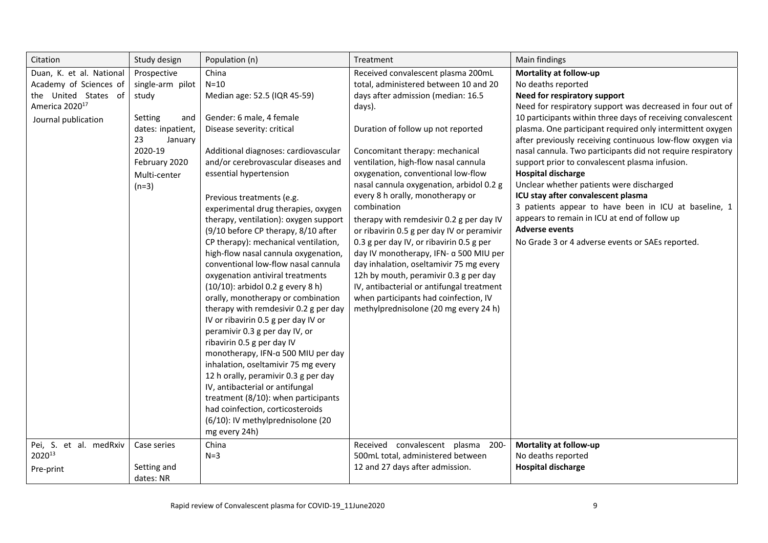| Citation | Study design | Population (n) | Treatment | Main findings |
|---|---|---|---|---|
| Duan, K. et al. National Academy of Sciences of the United States of America 2020[17]<br><br>Journal publication | Prospective single-arm pilot study<br><br>Setting and dates: inpatient, 23 January 2020-19 February 2020<br>Multi-center (n=3) | China<br>N=10<br>Median age: 52.5 (IQR 45-59)<br><br>Gender: 6 male, 4 female<br>Disease severity: critical<br><br>Additional diagnoses: cardiovascular and/or cerebrovascular diseases and essential hypertension<br><br>Previous treatments (e.g. experimental drug therapies, oxygen therapy, ventilation): oxygen support (9/10 before CP therapy, 8/10 after CP therapy): mechanical ventilation, high-flow nasal cannula oxygenation, conventional low-flow nasal cannula oxygenation antiviral treatments (10/10): arbidol 0.2 g every 8 h) orally, monotherapy or combination therapy with remdesivir 0.2 g per day IV or ribavirin 0.5 g per day IV or peramivir 0.3 g per day IV, or ribavirin 0.5 g per day IV monotherapy, IFN-α 500 MIU per day inhalation, oseltamivir 75 mg every 12 h orally, peramivir 0.3 g per day IV, antibacterial or antifungal treatment (8/10): when participants had coinfection, corticosteroids (6/10): IV methylprednisolone (20 mg every 24h) | Received convalescent plasma 200mL total, administered between 10 and 20 days after admission (median: 16.5 days).<br><br>Duration of follow up not reported<br><br>Concomitant therapy: mechanical ventilation, high-flow nasal cannula oxygenation, conventional low-flow nasal cannula oxygenation, arbidol 0.2 g every 8 h orally, monotherapy or combination therapy with remdesivir 0.2 g per day IV or ribavirin 0.5 g per day IV or peramivir 0.3 g per day IV, or ribavirin 0.5 g per day IV monotherapy, IFN- α 500 MIU per day inhalation, oseltamivir 75 mg every 12h by mouth, peramivir 0.3 g per day IV, antibacterial or antifungal treatment when participants had coinfection, IV methylprednisolone (20 mg every 24 h) | **Mortality at follow-up**<br>No deaths reported<br>**Need for respiratory support**<br>Need for respiratory support was decreased in four out of 10 participants within three days of receiving convalescent plasma. One participant required only intermittent oxygen after previously receiving continuous low-flow oxygen via nasal cannula. Two participants did not require respiratory support prior to convalescent plasma infusion.<br>**Hospital discharge**<br>Unclear whether patients were discharged<br>**ICU stay after convalescent plasma**<br>3 patients appear to have been in ICU at baseline, 1 appears to remain in ICU at end of follow up<br>**Adverse events**<br>No Grade 3 or 4 adverse events or SAEs reported. |
| Pei, S. et al. medRxiv 2020[13]<br><br>Pre-print | Case series<br><br>Setting and dates: NR | China<br>N=3 | Received convalescent plasma 200-500mL total, administered between 12 and 27 days after admission. | **Mortality at follow-up**<br>No deaths reported<br>**Hospital discharge** |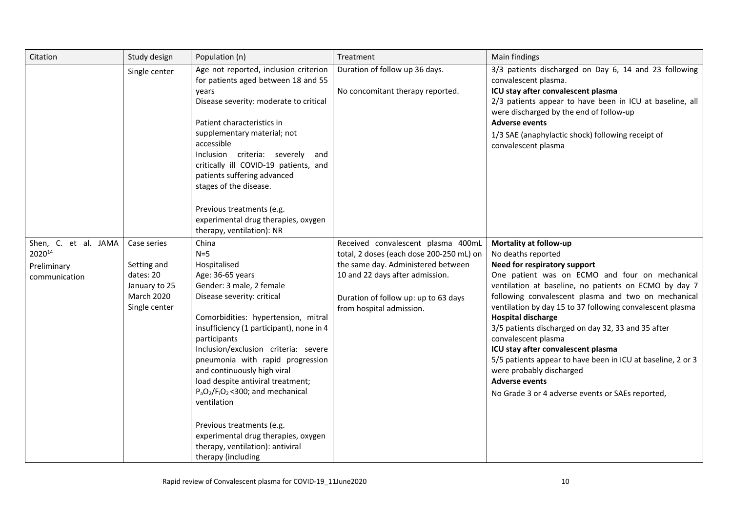| Citation | Study design | Population (n) | Treatment | Main findings |
|---|---|---|---|---|
| | Single center | Age not reported, inclusion criterion for patients aged between 18 and 55 years<br>Disease severity: moderate to critical<br><br>Patient characteristics in supplementary material; not accessible<br>Inclusion criteria: severely and critically ill COVID-19 patients, and patients suffering advanced stages of the disease.<br><br>Previous treatments (e.g. experimental drug therapies, oxygen therapy, ventilation): NR | Duration of follow up 36 days.<br><br>No concomitant therapy reported. | 3/3 patients discharged on Day 6, 14 and 23 following convalescent plasma.<br>**ICU stay after convalescent plasma**<br>2/3 patients appear to have been in ICU at baseline, all were discharged by the end of follow-up<br>**Adverse events**<br>1/3 SAE (anaphylactic shock) following receipt of convalescent plasma |
| Shen, C. et al. JAMA 2020[14]<br>Preliminary communication | Case series<br><br>Setting and dates: 20 January to 25 March 2020<br>Single center | China<br>N=5<br>Hospitalised<br>Age: 36-65 years<br>Gender: 3 male, 2 female<br>Disease severity: critical<br><br>Comorbidities: hypertension, mitral insufficiency (1 participant), none in 4 participants<br>Inclusion/exclusion criteria: severe pneumonia with rapid progression and continuously high viral load despite antiviral treatment; $P_aO_2/F_iO_2$ <300; and mechanical ventilation<br><br>Previous treatments (e.g. experimental drug therapies, oxygen therapy, ventilation): antiviral therapy (including | Received convalescent plasma 400mL total, 2 doses (each dose 200-250 mL) on the same day. Administered between 10 and 22 days after admission.<br><br>Duration of follow up: up to 63 days from hospital admission. | **Mortality at follow-up**<br>No deaths reported<br>**Need for respiratory support**<br>One patient was on ECMO and four on mechanical ventilation at baseline, no patients on ECMO by day 7 following convalescent plasma and two on mechanical ventilation by day 15 to 37 following convalescent plasma<br>**Hospital discharge**<br>3/5 patients discharged on day 32, 33 and 35 after convalescent plasma<br>**ICU stay after convalescent plasma**<br>5/5 patients appear to have been in ICU at baseline, 2 or 3 were probably discharged<br>**Adverse events**<br>No Grade 3 or 4 adverse events or SAEs reported, |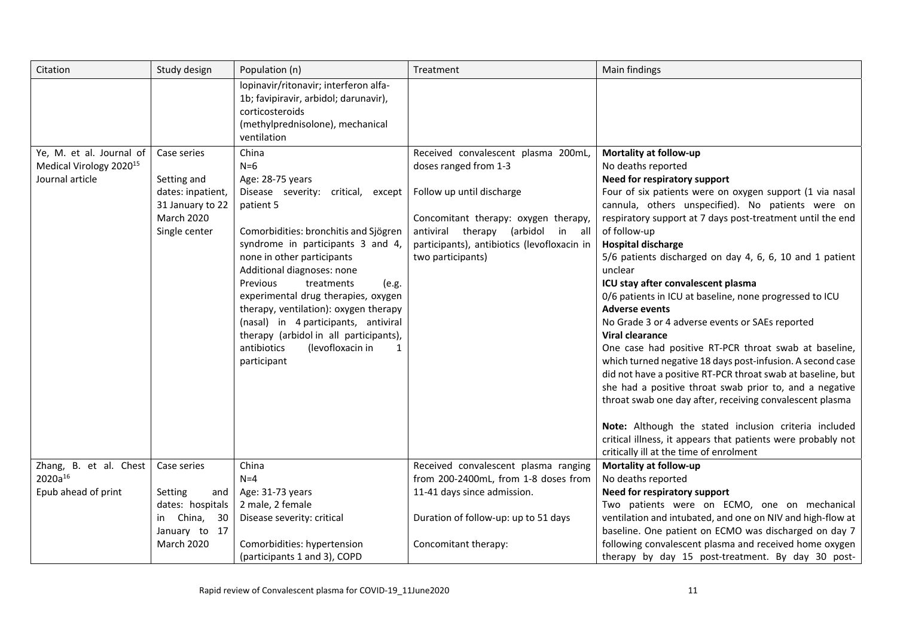| Citation | Study design | Population (n) | Treatment | Main findings |
|---|---|---|---|---|
| | | lopinavir/ritonavir; interferon alfa-1b; favipiravir, arbidol; darunavir), corticosteroids (methylprednisolone), mechanical ventilation | | |
| Ye, M. et al. Journal of Medical Virology 2020[15]<br>Journal article | Case series<br><br>Setting and dates: inpatient, 31 January to 22 March 2020<br>Single center | China<br>N=6<br>Age: 28-75 years<br>Disease severity: critical, except patient 5<br><br>Comorbidities: bronchitis and Sjögren syndrome in participants 3 and 4, none in other participants<br>Additional diagnoses: none<br>Previous treatments (e.g. experimental drug therapies, oxygen therapy, ventilation): oxygen therapy (nasal) in 4 participants, antiviral therapy (arbidol in all participants), antibiotics (levofloxacin in 1 participant | Received convalescent plasma 200mL, doses ranged from 1-3<br><br>Follow up until discharge<br><br>Concomitant therapy: oxygen therapy, antiviral therapy (arbidol in all participants), antibiotics (levofloxacin in two participants) | **Mortality at follow-up**<br>No deaths reported<br>**Need for respiratory support**<br>Four of six patients were on oxygen support (1 via nasal cannula, others unspecified). No patients were on respiratory support at 7 days post-treatment until the end of follow-up<br>**Hospital discharge**<br>5/6 patients discharged on day 4, 6, 6, 10 and 1 patient unclear<br>**ICU stay after convalescent plasma**<br>0/6 patients in ICU at baseline, none progressed to ICU<br>**Adverse events**<br>No Grade 3 or 4 adverse events or SAEs reported<br>**Viral clearance**<br>One case had positive RT-PCR throat swab at baseline, which turned negative 18 days post-infusion. A second case did not have a positive RT-PCR throat swab at baseline, but she had a positive throat swab prior to, and a negative throat swab one day after, receiving convalescent plasma<br><br>**Note:** Although the stated inclusion criteria included critical illness, it appears that patients were probably not critically ill at the time of enrolment |
| Zhang, B. et al. Chest 2020a[16]<br>Epub ahead of print | Case series<br><br>Setting and dates: hospitals in China, 30 January to 17 March 2020 | China<br>N=4<br>Age: 31-73 years<br>2 male, 2 female<br>Disease severity: critical<br><br>Comorbidities: hypertension (participants 1 and 3), COPD | Received convalescent plasma ranging from 200-2400mL, from 1-8 doses from 11-41 days since admission.<br><br>Duration of follow-up: up to 51 days<br><br>Concomitant therapy: | **Mortality at follow-up**<br>No deaths reported<br>**Need for respiratory support**<br>Two patients were on ECMO, one on mechanical ventilation and intubated, and one on NIV and high-flow at baseline. One patient on ECMO was discharged on day 7 following convalescent plasma and received home oxygen therapy by day 15 post-treatment. By day 30 post- |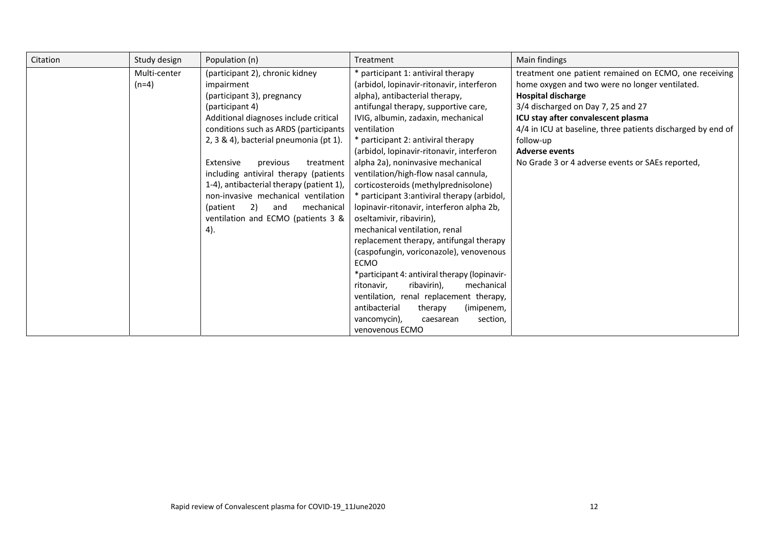| Citation | Study design | Population (n) | Treatment | Main findings |
|---|---|---|---|---|
| | Multi-center (n=4) | (participant 2), chronic kidney impairment (participant 3), pregnancy (participant 4) Additional diagnoses include critical conditions such as ARDS (participants 2, 3 & 4), bacterial pneumonia (pt 1).<br><br>Extensive previous treatment including antiviral therapy (patients 1-4), antibacterial therapy (patient 1), non-invasive mechanical ventilation (patient 2) and mechanical ventilation and ECMO (patients 3 & 4). | * participant 1: antiviral therapy (arbidol, lopinavir-ritonavir, interferon alpha), antibacterial therapy, antifungal therapy, supportive care, IVIG, albumin, zadaxin, mechanical ventilation<br>* participant 2: antiviral therapy (arbidol, lopinavir-ritonavir, interferon alpha 2a), noninvasive mechanical ventilation/high-flow nasal cannula, corticosteroids (methylprednisolone)<br>* participant 3:antiviral therapy (arbidol, lopinavir-ritonavir, interferon alpha 2b, oseltamivir, ribavirin), mechanical ventilation, renal replacement therapy, antifungal therapy (caspofungin, voriconazole), venovenous ECMO<br>*participant 4: antiviral therapy (lopinavir-ritonavir, ribavirin), mechanical ventilation, renal replacement therapy, antibacterial therapy (imipenem, vancomycin), caesarean section, venovenous ECMO | treatment one patient remained on ECMO, one receiving home oxygen and two were no longer ventilated.<br>**Hospital discharge**<br>3/4 discharged on Day 7, 25 and 27<br>**ICU stay after convalescent plasma**<br>4/4 in ICU at baseline, three patients discharged by end of follow-up<br>**Adverse events**<br>No Grade 3 or 4 adverse events or SAEs reported, |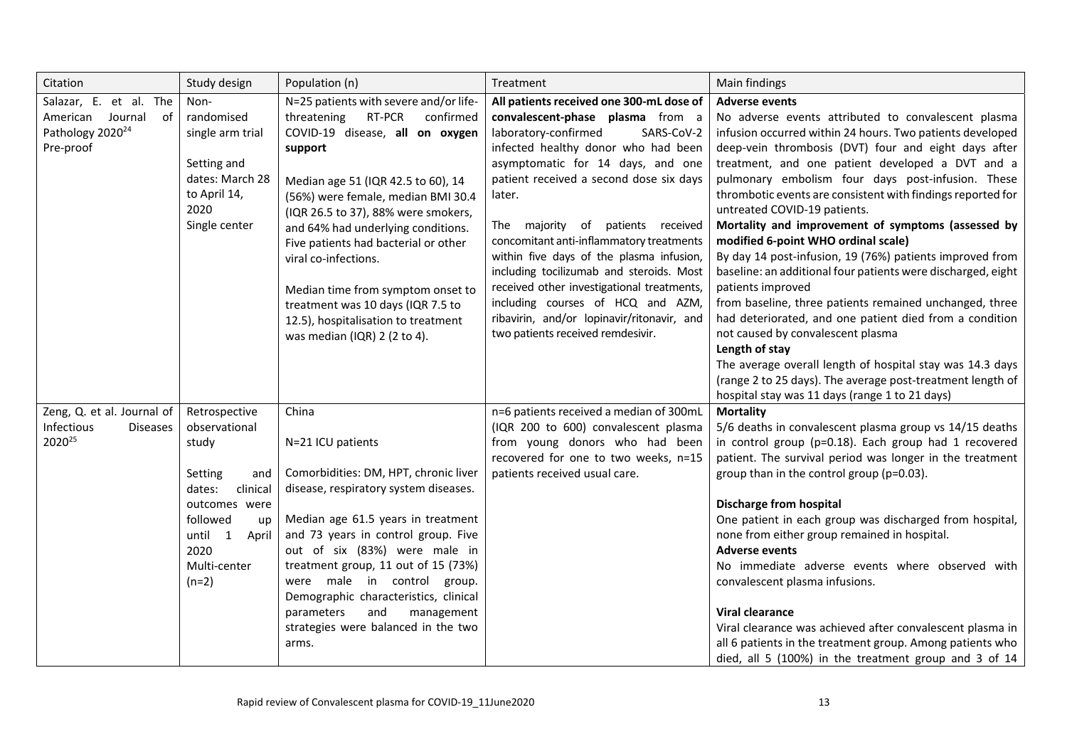| Citation | Study design | Population (n) | Treatment | Main findings |
|---|---|---|---|---|
| Salazar, E. et al. The American Journal of Pathology 2020[24] Pre-proof | Non-randomised single arm trial<br><br>Setting and dates: March 28 to April 14, 2020<br>Single center | N=25 patients with severe and/or life-threatening RT-PCR confirmed COVID-19 disease, **all on oxygen support**<br><br>Median age 51 (IQR 42.5 to 60), 14 (56%) were female, median BMI 30.4 (IQR 26.5 to 37), 88% were smokers, and 64% had underlying conditions. Five patients had bacterial or other viral co-infections.<br><br>Median time from symptom onset to treatment was 10 days (IQR 7.5 to 12.5), hospitalisation to treatment was median (IQR) 2 (2 to 4). | **All patients received one 300-mL dose of convalescent-phase plasma** from a laboratory-confirmed SARS-CoV-2 infected healthy donor who had been asymptomatic for 14 days, and one patient received a second dose six days later.<br><br>The majority of patients received concomitant anti-inflammatory treatments within five days of the plasma infusion, including tocilizumab and steroids. Most received other investigational treatments, including courses of HCQ and AZM, ribavirin, and/or lopinavir/ritonavir, and two patients received remdesivir. | **Adverse events**<br>No adverse events attributed to convalescent plasma infusion occurred within 24 hours. Two patients developed deep-vein thrombosis (DVT) four and eight days after treatment, and one patient developed a DVT and a pulmonary embolism four days post-infusion. These thrombotic events are consistent with findings reported for untreated COVID-19 patients.<br>**Mortality and improvement of symptoms (assessed by modified 6-point WHO ordinal scale)**<br>By day 14 post-infusion, 19 (76%) patients improved from baseline: an additional four patients were discharged, eight patients improved<br>from baseline, three patients remained unchanged, three had deteriorated, and one patient died from a condition not caused by convalescent plasma<br>**Length of stay**<br>The average overall length of hospital stay was 14.3 days (range 2 to 25 days). The average post-treatment length of hospital stay was 11 days (range 1 to 21 days) |
| Zeng, Q. et al. Journal of Infectious Diseases 2020[25] | Retrospective observational study<br><br>Setting and dates: clinical outcomes were followed up until 1 April 2020<br>Multi-center (n=2) | China<br><br>N=21 ICU patients<br><br>Comorbidities: DM, HPT, chronic liver disease, respiratory system diseases.<br><br>Median age 61.5 years in treatment and 73 years in control group. Five out of six (83%) were male in treatment group, 11 out of 15 (73%) were male in control group. Demographic characteristics, clinical parameters and management strategies were balanced in the two arms. | n=6 patients received a median of 300mL (IQR 200 to 600) convalescent plasma from young donors who had been recovered for one to two weeks, n=15 patients received usual care. | **Mortality**<br>5/6 deaths in convalescent plasma group vs 14/15 deaths in control group (p=0.18). Each group had 1 recovered patient. The survival period was longer in the treatment group than in the control group (p=0.03).<br><br>**Discharge from hospital**<br>One patient in each group was discharged from hospital, none from either group remained in hospital.<br>**Adverse events**<br>No immediate adverse events where observed with convalescent plasma infusions.<br><br>**Viral clearance**<br>Viral clearance was achieved after convalescent plasma in all 6 patients in the treatment group. Among patients who died, all 5 (100%) in the treatment group and 3 of 14 |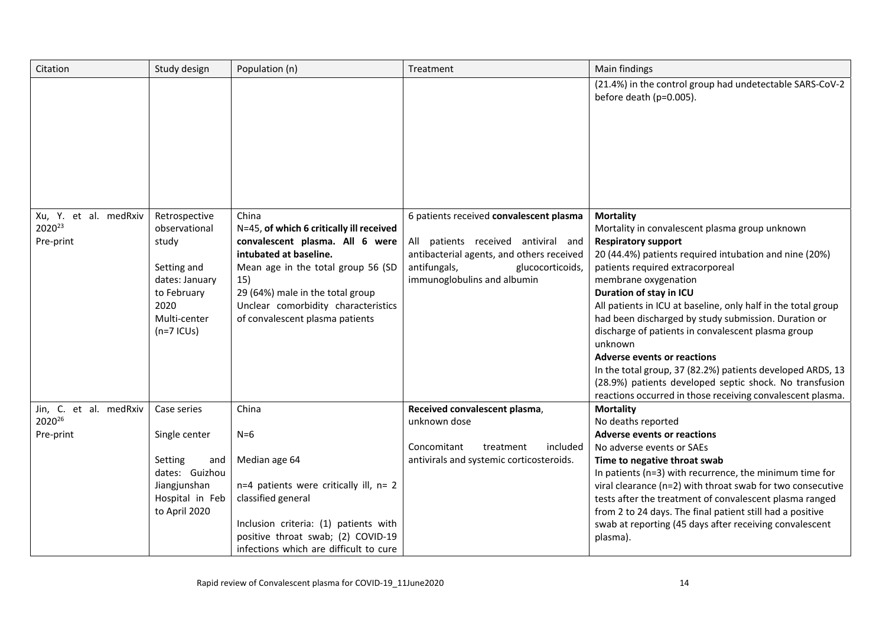| Citation | Study design | Population (n) | Treatment | Main findings |
|---|---|---|---|---|
| | | | | (21.4%) in the control group had undetectable SARS-CoV-2 before death (p=0.005). |
| Xu, Y. et al. medRxiv 2020[23]<br>Pre-print | Retrospective observational study<br><br>Setting and dates: January to February 2020<br>Multi-center (n=7 ICUs) | China<br>N=45, **of which 6 critically ill received convalescent plasma. All 6 were intubated at baseline.**<br>Mean age in the total group 56 (SD 15)<br>29 (64%) male in the total group<br>Unclear comorbidity characteristics of convalescent plasma patients | 6 patients received **convalescent plasma**<br><br>All patients received antiviral and antibacterial agents, and others received antifungals, glucocorticoids, immunoglobulins and albumin | **Mortality**<br>Mortality in convalescent plasma group unknown<br>**Respiratory support**<br>20 (44.4%) patients required intubation and nine (20%) patients required extracorporeal membrane oxygenation<br>**Duration of stay in ICU**<br>All patients in ICU at baseline, only half in the total group had been discharged by study submission. Duration or discharge of patients in convalescent plasma group unknown<br>**Adverse events or reactions**<br>In the total group, 37 (82.2%) patients developed ARDS, 13 (28.9%) patients developed septic shock. No transfusion reactions occurred in those receiving convalescent plasma. |
| Jin, C. et al. medRxiv 2020[26]<br>Pre-print | Case series<br><br>Single center<br><br>Setting and dates: Guizhou Jiangjunshan Hospital in Feb to April 2020 | China<br><br>N=6<br><br>Median age 64<br><br>n=4 patients were critically ill, n= 2 classified general<br><br>Inclusion criteria: (1) patients with positive throat swab; (2) COVID-19 infections which are difficult to cure | **Received convalescent plasma**, unknown dose<br><br>Concomitant treatment included antivirals and systemic corticosteroids. | **Mortality**<br>No deaths reported<br>**Adverse events or reactions**<br>No adverse events or SAEs<br>**Time to negative throat swab**<br>In patients (n=3) with recurrence, the minimum time for viral clearance (n=2) with throat swab for two consecutive tests after the treatment of convalescent plasma ranged from 2 to 24 days. The final patient still had a positive swab at reporting (45 days after receiving convalescent plasma). |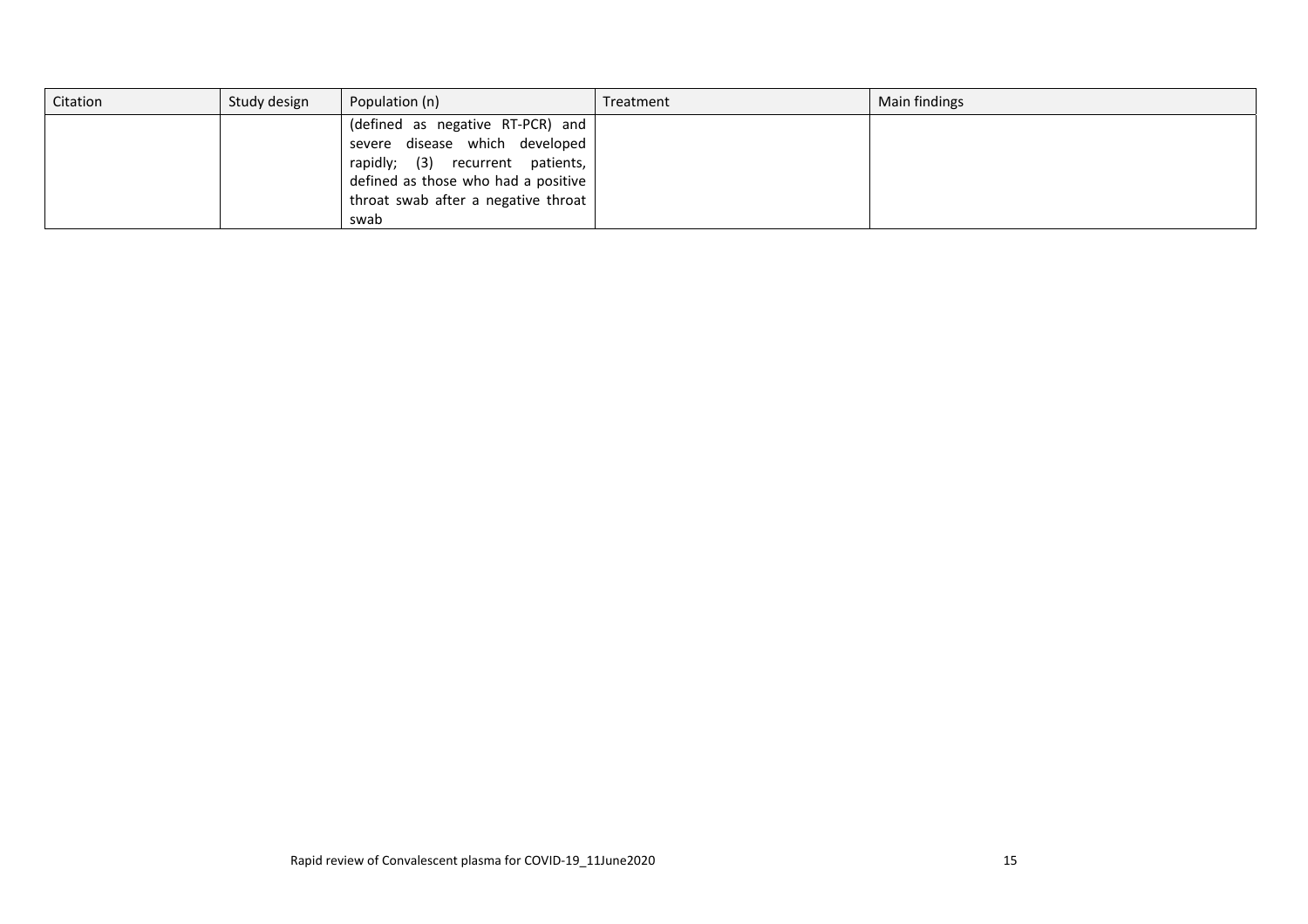| Citation | Study design | Population (n) | Treatment | Main findings |
| --- | --- | --- | --- | --- |
| | | (defined as negative RT-PCR) and severe disease which developed rapidly; (3) recurrent patients, defined as those who had a positive throat swab after a negative throat swab | | |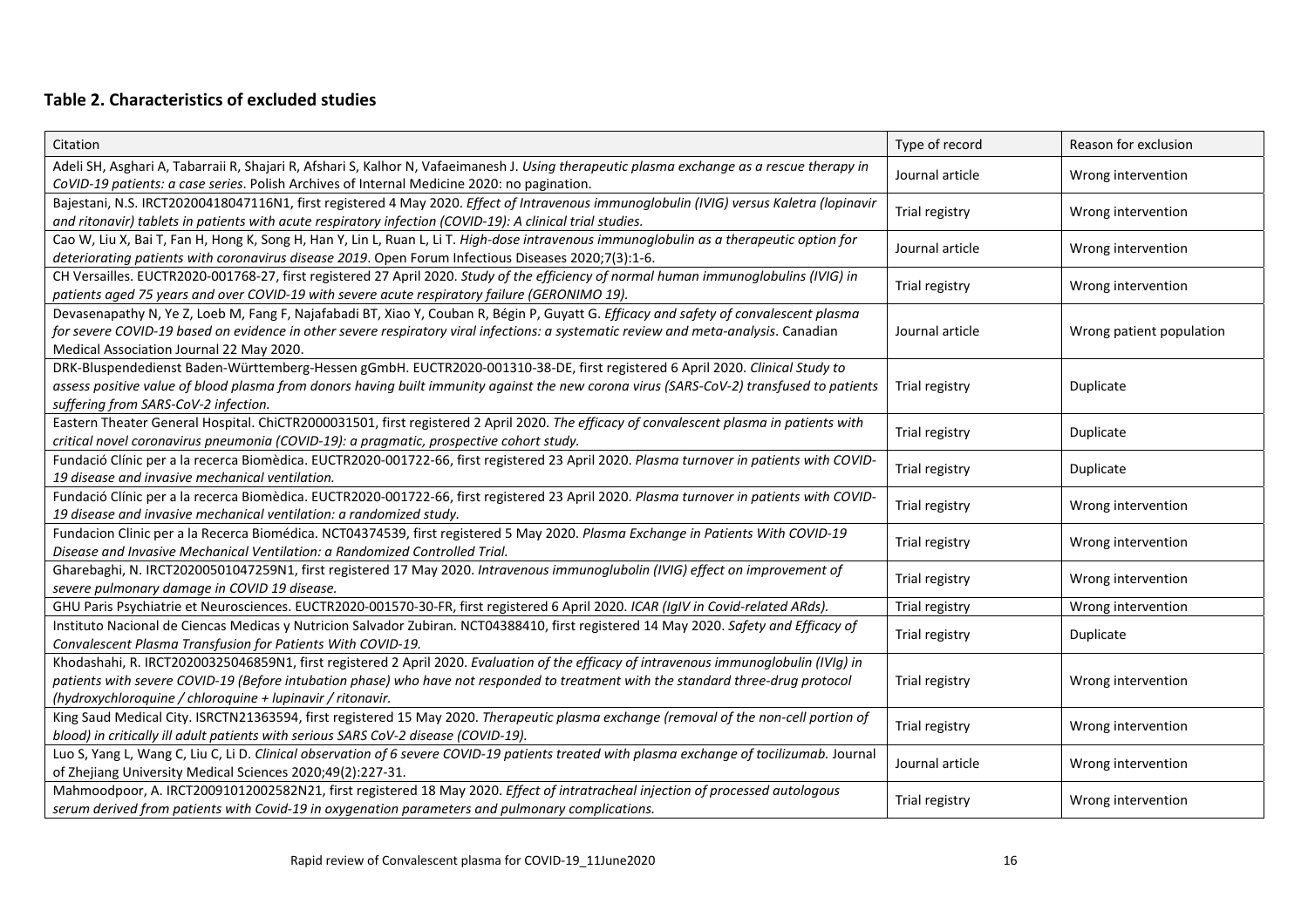## **Table 2. Characteristics of excluded studies**

| Citation | Type of record | Reason for exclusion |
|---|---|---|
| Adeli SH, Asghari A, Tabarraii R, Shajari R, Afshari S, Kalhor N, Vafaeimanesh J. *Using therapeutic plasma exchange as a rescue therapy in CoVID-19 patients: a case series*. Polish Archives of Internal Medicine 2020: no pagination. | Journal article | Wrong intervention |
| Bajestani, N.S. IRCT20200418047116N1, first registered 4 May 2020. *Effect of Intravenous immunoglobulin (IVIG) versus Kaletra (lopinavir and ritonavir) tablets in patients with acute respiratory infection (COVID-19): A clinical trial studies.* | Trial registry | Wrong intervention |
| Cao W, Liu X, Bai T, Fan H, Hong K, Song H, Han Y, Lin L, Ruan L, Li T. *High-dose intravenous immunoglobulin as a therapeutic option for deteriorating patients with coronavirus disease 2019*. Open Forum Infectious Diseases 2020;7(3):1-6. | Journal article | Wrong intervention |
| CH Versailles. EUCTR2020-001768-27, first registered 27 April 2020. *Study of the efficiency of normal human immunoglobulins (IVIG) in patients aged 75 years and over COVID-19 with severe acute respiratory failure (GERONIMO 19).* | Trial registry | Wrong intervention |
| Devasenapathy N, Ye Z, Loeb M, Fang F, Najafabadi BT, Xiao Y, Couban R, Bégin P, Guyatt G. *Efficacy and safety of convalescent plasma for severe COVID-19 based on evidence in other severe respiratory viral infections: a systematic review and meta-analysis*. Canadian Medical Association Journal 22 May 2020. | Journal article | Wrong patient population |
| DRK-Bluspendedienst Baden-Württemberg-Hessen gGmbH. EUCTR2020-001310-38-DE, first registered 6 April 2020. *Clinical Study to assess positive value of blood plasma from donors having built immunity against the new corona virus (SARS-CoV-2) transfused to patients suffering from SARS-CoV-2 infection.* | Trial registry | Duplicate |
| Eastern Theater General Hospital. ChiCTR2000031501, first registered 2 April 2020. *The efficacy of convalescent plasma in patients with critical novel coronavirus pneumonia (COVID-19): a pragmatic, prospective cohort study.* | Trial registry | Duplicate |
| Fundació Clínic per a la recerca Biomèdica. EUCTR2020-001722-66, first registered 23 April 2020. *Plasma turnover in patients with COVID-19 disease and invasive mechanical ventilation.* | Trial registry | Duplicate |
| Fundació Clínic per a la recerca Biomèdica. EUCTR2020-001722-66, first registered 23 April 2020. *Plasma turnover in patients with COVID-19 disease and invasive mechanical ventilation: a randomized study.* | Trial registry | Wrong intervention |
| Fundacion Clinic per a la Recerca Biomédica. NCT04374539, first registered 5 May 2020. *Plasma Exchange in Patients With COVID-19 Disease and Invasive Mechanical Ventilation: a Randomized Controlled Trial.* | Trial registry | Wrong intervention |
| Gharebaghi, N. IRCT20200501047259N1, first registered 17 May 2020. *Intravenous immunoglubolin (IVIG) effect on improvement of severe pulmonary damage in COVID 19 disease.* | Trial registry | Wrong intervention |
| GHU Paris Psychiatrie et Neurosciences. EUCTR2020-001570-30-FR, first registered 6 April 2020. *ICAR (IgIV in Covid-related ARds).* | Trial registry | Wrong intervention |
| Instituto Nacional de Ciencas Medicas y Nutricion Salvador Zubiran. NCT04388410, first registered 14 May 2020. *Safety and Efficacy of Convalescent Plasma Transfusion for Patients With COVID-19.* | Trial registry | Duplicate |
| Khodashahi, R. IRCT20200325046859N1, first registered 2 April 2020. *Evaluation of the efficacy of intravenous immunoglobulin (IVIg) in patients with severe COVID-19 (Before intubation phase) who have not responded to treatment with the standard three-drug protocol (hydroxychloroquine / chloroquine + lupinavir / ritonavir.* | Trial registry | Wrong intervention |
| King Saud Medical City. ISRCTN21363594, first registered 15 May 2020. *Therapeutic plasma exchange (removal of the non-cell portion of blood) in critically ill adult patients with serious SARS CoV-2 disease (COVID-19).* | Trial registry | Wrong intervention |
| Luo S, Yang L, Wang C, Liu C, Li D. *Clinical observation of 6 severe COVID-19 patients treated with plasma exchange of tocilizumab.* Journal of Zhejiang University Medical Sciences 2020;49(2):227-31. | Journal article | Wrong intervention |
| Mahmoodpoor, A. IRCT20091012002582N21, first registered 18 May 2020. *Effect of intratracheal injection of processed autologous serum derived from patients with Covid-19 in oxygenation parameters and pulmonary complications.* | Trial registry | Wrong intervention |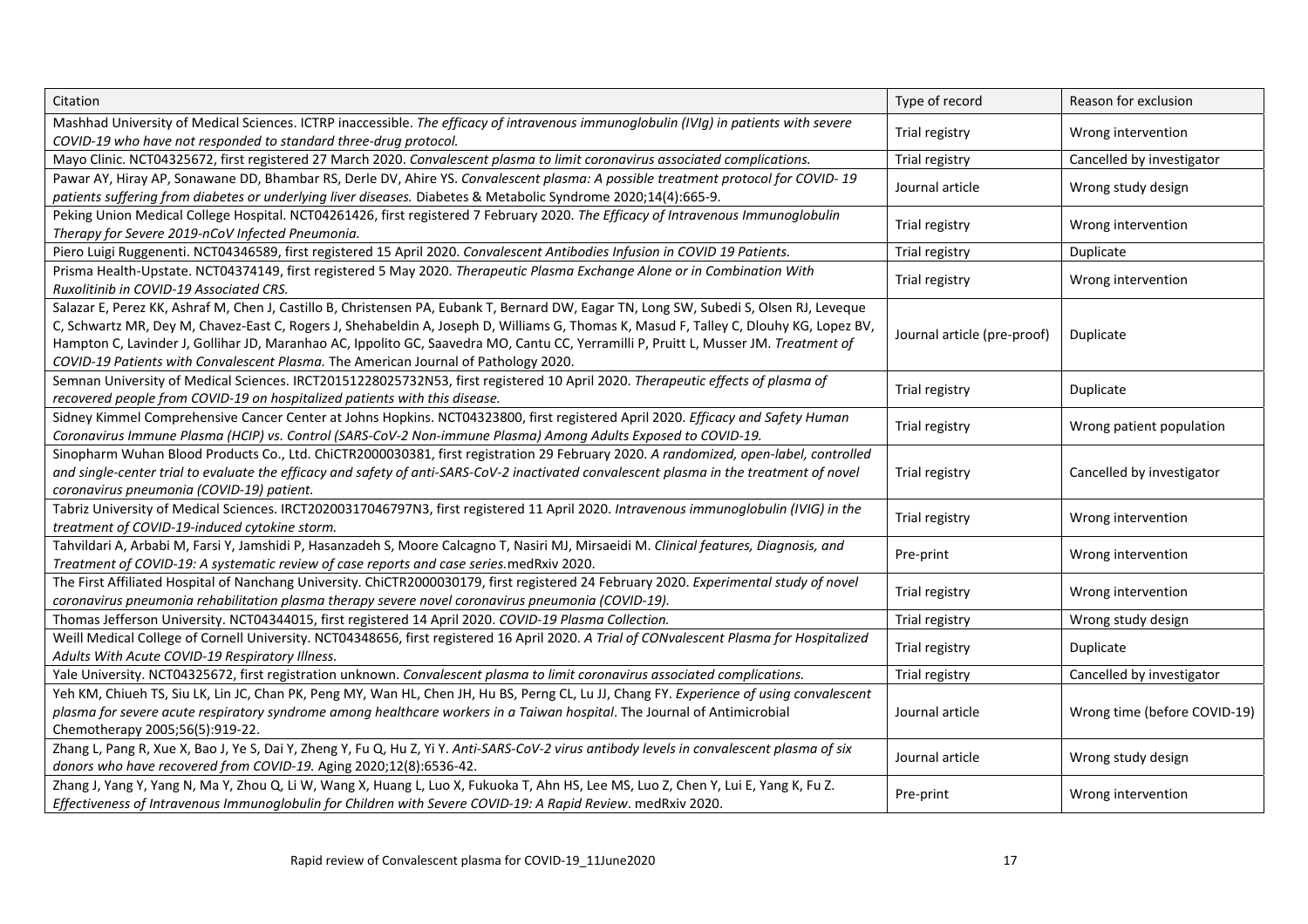| Citation | Type of record | Reason for exclusion |
|---|---|---|
| Mashhad University of Medical Sciences. ICTRP inaccessible. *The efficacy of intravenous immunoglobulin (IVIg) in patients with severe COVID-19 who have not responded to standard three-drug protocol.* | Trial registry | Wrong intervention |
| Mayo Clinic. NCT04325672, first registered 27 March 2020. *Convalescent plasma to limit coronavirus associated complications.* | Trial registry | Cancelled by investigator |
| Pawar AY, Hiray AP, Sonawane DD, Bhambar RS, Derle DV, Ahire YS. *Convalescent plasma: A possible treatment protocol for COVID- 19 patients suffering from diabetes or underlying liver diseases.* Diabetes & Metabolic Syndrome 2020;14(4):665-9. | Journal article | Wrong study design |
| Peking Union Medical College Hospital. NCT04261426, first registered 7 February 2020. *The Efficacy of Intravenous Immunoglobulin Therapy for Severe 2019-nCoV Infected Pneumonia.* | Trial registry | Wrong intervention |
| Piero Luigi Ruggenenti. NCT04346589, first registered 15 April 2020. *Convalescent Antibodies Infusion in COVID 19 Patients.* | Trial registry | Duplicate |
| Prisma Health-Upstate. NCT04374149, first registered 5 May 2020. *Therapeutic Plasma Exchange Alone or in Combination With Ruxolitinib in COVID-19 Associated CRS.* | Trial registry | Wrong intervention |
| Salazar E, Perez KK, Ashraf M, Chen J, Castillo B, Christensen PA, Eubank T, Bernard DW, Eagar TN, Long SW, Subedi S, Olsen RJ, Leveque C, Schwartz MR, Dey M, Chavez-East C, Rogers J, Shehabeldin A, Joseph D, Williams G, Thomas K, Masud F, Talley C, Dlouhy KG, Lopez BV, Hampton C, Lavinder J, Gollihar JD, Maranhao AC, Ippolito GC, Saavedra MO, Cantu CC, Yerramilli P, Pruitt L, Musser JM. *Treatment of COVID-19 Patients with Convalescent Plasma.* The American Journal of Pathology 2020. | Journal article (pre-proof) | Duplicate |
| Semnan University of Medical Sciences. IRCT20151228025732N53, first registered 10 April 2020. *Therapeutic effects of plasma of recovered people from COVID-19 on hospitalized patients with this disease.* | Trial registry | Duplicate |
| Sidney Kimmel Comprehensive Cancer Center at Johns Hopkins. NCT04323800, first registered April 2020. *Efficacy and Safety Human Coronavirus Immune Plasma (HCIP) vs. Control (SARS-CoV-2 Non-immune Plasma) Among Adults Exposed to COVID-19.* | Trial registry | Wrong patient population |
| Sinopharm Wuhan Blood Products Co., Ltd. ChiCTR2000030381, first registration 29 February 2020. *A randomized, open-label, controlled and single-center trial to evaluate the efficacy and safety of anti-SARS-CoV-2 inactivated convalescent plasma in the treatment of novel coronavirus pneumonia (COVID-19) patient.* | Trial registry | Cancelled by investigator |
| Tabriz University of Medical Sciences. IRCT20200317046797N3, first registered 11 April 2020. *Intravenous immunoglobulin (IVIG) in the treatment of COVID-19-induced cytokine storm.* | Trial registry | Wrong intervention |
| Tahvildari A, Arbabi M, Farsi Y, Jamshidi P, Hasanzadeh S, Moore Calcagno T, Nasiri MJ, Mirsaeidi M. *Clinical features, Diagnosis, and Treatment of COVID-19: A systematic review of case reports and case series.* medRxiv 2020. | Pre-print | Wrong intervention |
| The First Affiliated Hospital of Nanchang University. ChiCTR2000030179, first registered 24 February 2020. *Experimental study of novel coronavirus pneumonia rehabilitation plasma therapy severe novel coronavirus pneumonia (COVID-19).* | Trial registry | Wrong intervention |
| Thomas Jefferson University. NCT04344015, first registered 14 April 2020. *COVID-19 Plasma Collection.* | Trial registry | Wrong study design |
| Weill Medical College of Cornell University. NCT04348656, first registered 16 April 2020. *A Trial of CONvalescent Plasma for Hospitalized Adults With Acute COVID-19 Respiratory Illness.* | Trial registry | Duplicate |
| Yale University. NCT04325672, first registration unknown. *Convalescent plasma to limit coronavirus associated complications.* | Trial registry | Cancelled by investigator |
| Yeh KM, Chiueh TS, Siu LK, Lin JC, Chan PK, Peng MY, Wan HL, Chen JH, Hu BS, Perng CL, Lu JJ, Chang FY. *Experience of using convalescent plasma for severe acute respiratory syndrome among healthcare workers in a Taiwan hospital*. The Journal of Antimicrobial Chemotherapy 2005;56(5):919-22. | Journal article | Wrong time (before COVID-19) |
| Zhang L, Pang R, Xue X, Bao J, Ye S, Dai Y, Zheng Y, Fu Q, Hu Z, Yi Y. *Anti-SARS-CoV-2 virus antibody levels in convalescent plasma of six donors who have recovered from COVID-19.* Aging 2020;12(8):6536-42. | Journal article | Wrong study design |
| Zhang J, Yang Y, Yang N, Ma Y, Zhou Q, Li W, Wang X, Huang L, Luo X, Fukuoka T, Ahn HS, Lee MS, Luo Z, Chen Y, Lui E, Yang K, Fu Z. *Effectiveness of Intravenous Immunoglobulin for Children with Severe COVID-19: A Rapid Review*. medRxiv 2020. | Pre-print | Wrong intervention |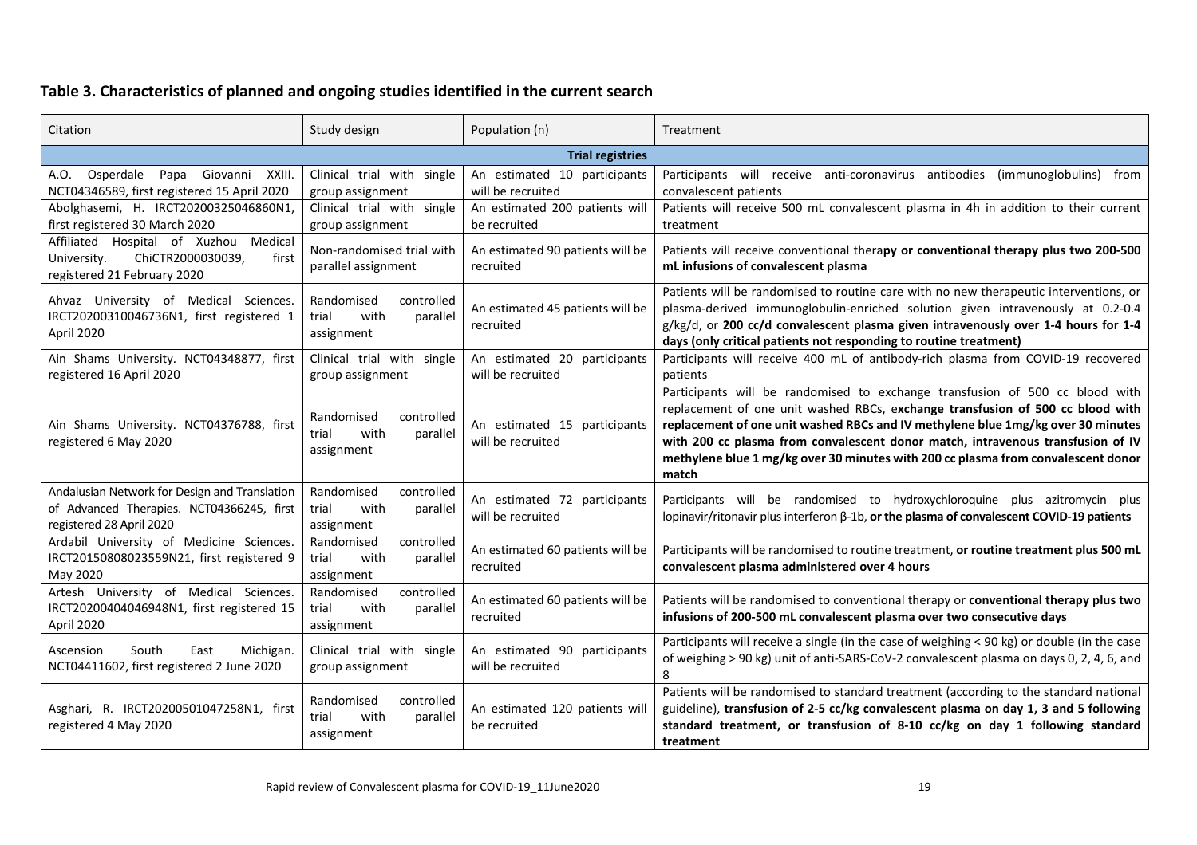## Table 3. Characteristics of planned and ongoing studies identified in the current search

| Citation | Study design | Population (n) | Treatment |
|---|---|---|---|
| **Trial registries** | | | |
| A.O. Osperdale Papa Giovanni XXIII. NCT04346589, first registered 15 April 2020 | Clinical trial with single group assignment | An estimated 10 participants will be recruited | Participants will receive anti-coronavirus antibodies (immunoglobulins) from convalescent patients |
| Abolghasemi, H. IRCT20200325046860N1, first registered 30 March 2020 | Clinical trial with single group assignment | An estimated 200 patients will be recruited | Patients will receive 500 mL convalescent plasma in 4h in addition to their current treatment |
| Affiliated Hospital of Xuzhou Medical University. ChiCTR2000030039, first registered 21 February 2020 | Non-randomised trial with parallel assignment | An estimated 90 patients will be recruited | Patients will receive conventional thera**py or conventional therapy plus two 200-500 mL infusions of convalescent plasma** |
| Ahvaz University of Medical Sciences. IRCT20200310046736N1, first registered 1 April 2020 | Randomised controlled trial with parallel assignment | An estimated 45 patients will be recruited | Patients will be randomised to routine care with no new therapeutic interventions, or plasma-derived immunoglobulin-enriched solution given intravenously at 0.2-0.4 g/kg/d, or **200 cc/d convalescent plasma given intravenously over 1-4 hours for 1-4 days (only critical patients not responding to routine treatment)** |
| Ain Shams University. NCT04348877, first registered 16 April 2020 | Clinical trial with single group assignment | An estimated 20 participants will be recruited | Participants will receive 400 mL of antibody-rich plasma from COVID-19 recovered patients |
| Ain Shams University. NCT04376788, first registered 6 May 2020 | Randomised controlled trial with parallel assignment | An estimated 15 participants will be recruited | Participants will be randomised to exchange transfusion of 500 cc blood with replacement of one unit washed RBCs, e**xchange transfusion of 500 cc blood with replacement of one unit washed RBCs and IV methylene blue 1mg/kg over 30 minutes with 200 cc plasma from convalescent donor match, intravenous transfusion of IV methylene blue 1 mg/kg over 30 minutes with 200 cc plasma from convalescent donor match** |
| Andalusian Network for Design and Translation of Advanced Therapies. NCT04366245, first registered 28 April 2020 | Randomised controlled trial with parallel assignment | An estimated 72 participants will be recruited | Participants will be randomised to hydroxychloroquine plus azitromycin plus lopinavir/ritonavir plus interferon β-1b, **or the plasma of convalescent COVID-19 patients** |
| Ardabil University of Medicine Sciences. IRCT20150808023559N21, first registered 9 May 2020 | Randomised controlled trial with parallel assignment | An estimated 60 patients will be recruited | Participants will be randomised to routine treatment, **or routine treatment plus 500 mL convalescent plasma administered over 4 hours** |
| Artesh University of Medical Sciences. IRCT20200404046948N1, first registered 15 April 2020 | Randomised controlled trial with parallel assignment | An estimated 60 patients will be recruited | Patients will be randomised to conventional therapy or **conventional therapy plus two infusions of 200-500 mL convalescent plasma over two consecutive days** |
| Ascension South East Michigan. NCT04411602, first registered 2 June 2020 | Clinical trial with single group assignment | An estimated 90 participants will be recruited | Participants will receive a single (in the case of weighing < 90 kg) or double (in the case of weighing > 90 kg) unit of anti-SARS-CoV-2 convalescent plasma on days 0, 2, 4, 6, and 8 |
| Asghari, R. IRCT20200501047258N1, first registered 4 May 2020 | Randomised controlled trial with parallel assignment | An estimated 120 patients will be recruited | Patients will be randomised to standard treatment (according to the standard national guideline), **transfusion of 2-5 cc/kg convalescent plasma on day 1, 3 and 5 following standard treatment, or transfusion of 8-10 cc/kg on day 1 following standard treatment** |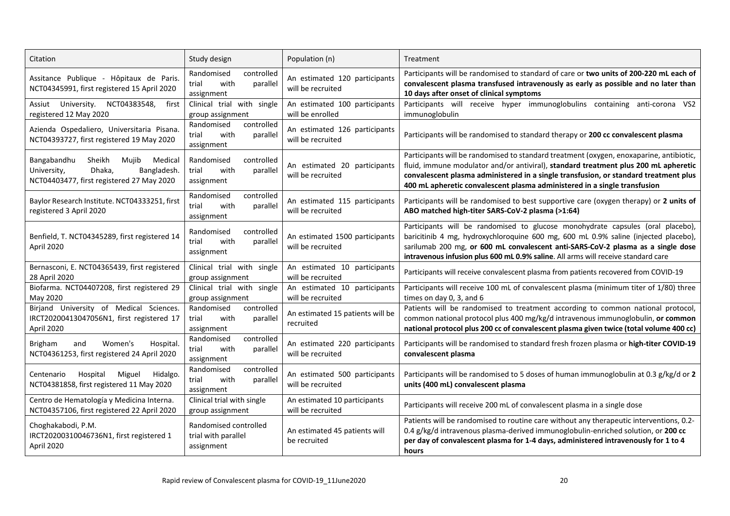| Citation | Study design | Population (n) | Treatment |
|---|---|---|---|
| Assitance Publique - Hôpitaux de Paris. NCT04345991, first registered 15 April 2020 | Randomised controlled trial with parallel assignment | An estimated 120 participants will be recruited | Participants will be randomised to standard of care or **two units of 200-220 mL each of convalescent plasma transfused intravenously as early as possible and no later than 10 days after onset of clinical symptoms** |
| Assiut University. NCT04383548, first registered 12 May 2020 | Clinical trial with single group assignment | An estimated 100 participants will be enrolled | Participants will receive hyper immunoglobulins containing anti-corona VS2 immunoglobulin |
| Azienda Ospedaliero, Universitaria Pisana. NCT04393727, first registered 19 May 2020 | Randomised controlled trial with parallel assignment | An estimated 126 participants will be recruited | Participants will be randomised to standard therapy or **200 cc convalescent plasma** |
| Bangabandhu Sheikh Mujib Medical University, Dhaka, Bangladesh. NCT04403477, first registered 27 May 2020 | Randomised controlled trial with parallel assignment | An estimated 20 participants will be recruited | Participants will be randomised to standard treatment (oxygen, enoxaparine, antibiotic, fluid, immune modulator and/or antiviral), **standard treatment plus 200 mL apheretic convalescent plasma administered in a single transfusion, or standard treatment plus 400 mL apheretic convalescent plasma administered in a single transfusion** |
| Baylor Research Institute. NCT04333251, first registered 3 April 2020 | Randomised controlled trial with parallel assignment | An estimated 115 participants will be recruited | Participants will be randomised to best supportive care (oxygen therapy) or **2 units of ABO matched high-titer SARS-CoV-2 plasma (>1:64)** |
| Benfield, T. NCT04345289, first registered 14 April 2020 | Randomised controlled trial with parallel assignment | An estimated 1500 participants will be recruited | Participants will be randomised to glucose monohydrate capsules (oral placebo), baricitinib 4 mg, hydroxychloroquine 600 mg, 600 mL 0.9% saline (injected placebo), sarilumab 200 mg, **or 600 mL convalescent anti-SARS-CoV-2 plasma as a single dose intravenous infusion plus 600 mL 0.9% saline**. All arms will receive standard care |
| Bernasconi, E. NCT04365439, first registered 28 April 2020 | Clinical trial with single group assignment | An estimated 10 participants will be recruited | Participants will receive convalescent plasma from patients recovered from COVID-19 |
| Biofarma. NCT04407208, first registered 29 May 2020 | Clinical trial with single group assignment | An estimated 10 participants will be recruited | Participants will receive 100 mL of convalescent plasma (minimum titer of 1/80) three times on day 0, 3, and 6 |
| Birjand University of Medical Sciences. IRCT20200413047056N1, first registered 17 April 2020 | Randomised controlled trial with parallel assignment | An estimated 15 patients will be recruited | Patients will be randomised to treatment according to common national protocol, common national protocol plus 400 mg/kg/d intravenous immunoglobulin, **or common national protocol plus 200 cc of convalescent plasma given twice (total volume 400 cc)** |
| Brigham and Women's Hospital. NCT04361253, first registered 24 April 2020 | Randomised controlled trial with parallel assignment | An estimated 220 participants will be recruited | Participants will be randomised to standard fresh frozen plasma or **high-titer COVID-19 convalescent plasma** |
| Centenario Hospital Miguel Hidalgo. NCT04381858, first registered 11 May 2020 | Randomised controlled trial with parallel assignment | An estimated 500 participants will be recruited | Participants will be randomised to 5 doses of human immunoglobulin at 0.3 g/kg/d or **2 units (400 mL) convalescent plasma** |
| Centro de Hematología y Medicina Interna. NCT04357106, first registered 22 April 2020 | Clinical trial with single group assignment | An estimated 10 participants will be recruited | Participants will receive 200 mL of convalescent plasma in a single dose |
| Choghakabodi, P.M. IRCT20200310046736N1, first registered 1 April 2020 | Randomised controlled trial with parallel assignment | An estimated 45 patients will be recruited | Patients will be randomised to routine care without any therapeutic interventions, 0.2-0.4 g/kg/d intravenous plasma-derived immunoglobulin-enriched solution, or **200 cc per day of convalescent plasma for 1-4 days, administered intravenously for 1 to 4 hours** |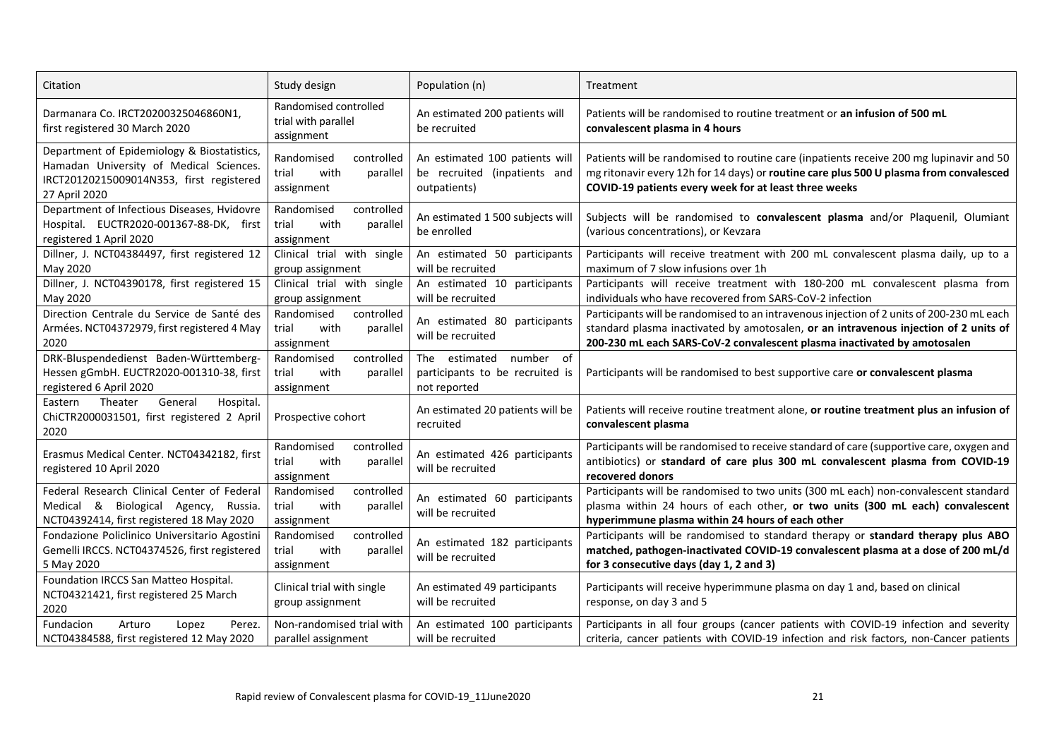| Citation | Study design | Population (n) | Treatment |
|---|---|---|---|
| Darmanara Co. IRCT20200325046860N1, first registered 30 March 2020 | Randomised controlled trial with parallel assignment | An estimated 200 patients will be recruited | Patients will be randomised to routine treatment or **an infusion of 500 mL convalescent plasma in 4 hours** |
| Department of Epidemiology & Biostatistics, Hamadan University of Medical Sciences. IRCT20120215009014N353, first registered 27 April 2020 | Randomised controlled trial with parallel assignment | An estimated 100 patients will be recruited (inpatients and outpatients) | Patients will be randomised to routine care (inpatients receive 200 mg lupinavir and 50 mg ritonavir every 12h for 14 days) or **routine care plus 500 U plasma from convalesced COVID-19 patients every week for at least three weeks** |
| Department of Infectious Diseases, Hvidovre Hospital. EUCTR2020-001367-88-DK, first registered 1 April 2020 | Randomised controlled trial with parallel assignment | An estimated 1 500 subjects will be enrolled | Subjects will be randomised to **convalescent plasma** and/or Plaquenil, Olumiant (various concentrations), or Kevzara |
| Dillner, J. NCT04384497, first registered 12 May 2020 | Clinical trial with single group assignment | An estimated 50 participants will be recruited | Participants will receive treatment with 200 mL convalescent plasma daily, up to a maximum of 7 slow infusions over 1h |
| Dillner, J. NCT04390178, first registered 15 May 2020 | Clinical trial with single group assignment | An estimated 10 participants will be recruited | Participants will receive treatment with 180-200 mL convalescent plasma from individuals who have recovered from SARS-CoV-2 infection |
| Direction Centrale du Service de Santé des Armées. NCT04372979, first registered 4 May 2020 | Randomised controlled trial with parallel assignment | An estimated 80 participants will be recruited | Participants will be randomised to an intravenous injection of 2 units of 200-230 mL each standard plasma inactivated by amotosalen, **or an intravenous injection of 2 units of 200-230 mL each SARS-CoV-2 convalescent plasma inactivated by amotosalen** |
| DRK-Bluspendedienst Baden-Württemberg-Hessen gGmbH. EUCTR2020-001310-38, first registered 6 April 2020 | Randomised controlled trial with parallel assignment | The estimated number of participants to be recruited is not reported | Participants will be randomised to best supportive care **or convalescent plasma** |
| Eastern Theater General Hospital. ChiCTR2000031501, first registered 2 April 2020 | Prospective cohort | An estimated 20 patients will be recruited | Patients will receive routine treatment alone, **or routine treatment plus an infusion of convalescent plasma** |
| Erasmus Medical Center. NCT04342182, first registered 10 April 2020 | Randomised controlled trial with parallel assignment | An estimated 426 participants will be recruited | Participants will be randomised to receive standard of care (supportive care, oxygen and antibiotics) or **standard of care plus 300 mL convalescent plasma from COVID-19 recovered donors** |
| Federal Research Clinical Center of Federal Medical & Biological Agency, Russia. NCT04392414, first registered 18 May 2020 | Randomised controlled trial with parallel assignment | An estimated 60 participants will be recruited | Participants will be randomised to two units (300 mL each) non-convalescent standard plasma within 24 hours of each other, **or two units (300 mL each) convalescent hyperimmune plasma within 24 hours of each other** |
| Fondazione Policlinico Universitario Agostini Gemelli IRCCS. NCT04374526, first registered 5 May 2020 | Randomised controlled trial with parallel assignment | An estimated 182 participants will be recruited | Participants will be randomised to standard therapy or **standard therapy plus ABO matched, pathogen-inactivated COVID-19 convalescent plasma at a dose of 200 mL/d for 3 consecutive days (day 1, 2 and 3)** |
| Foundation IRCCS San Matteo Hospital. NCT04321421, first registered 25 March 2020 | Clinical trial with single group assignment | An estimated 49 participants will be recruited | Participants will receive hyperimmune plasma on day 1 and, based on clinical response, on day 3 and 5 |
| Fundacion Arturo Lopez Perez. NCT04384588, first registered 12 May 2020 | Non-randomised trial with parallel assignment | An estimated 100 participants will be recruited | Participants in all four groups (cancer patients with COVID-19 infection and severity criteria, cancer patients with COVID-19 infection and risk factors, non-Cancer patients |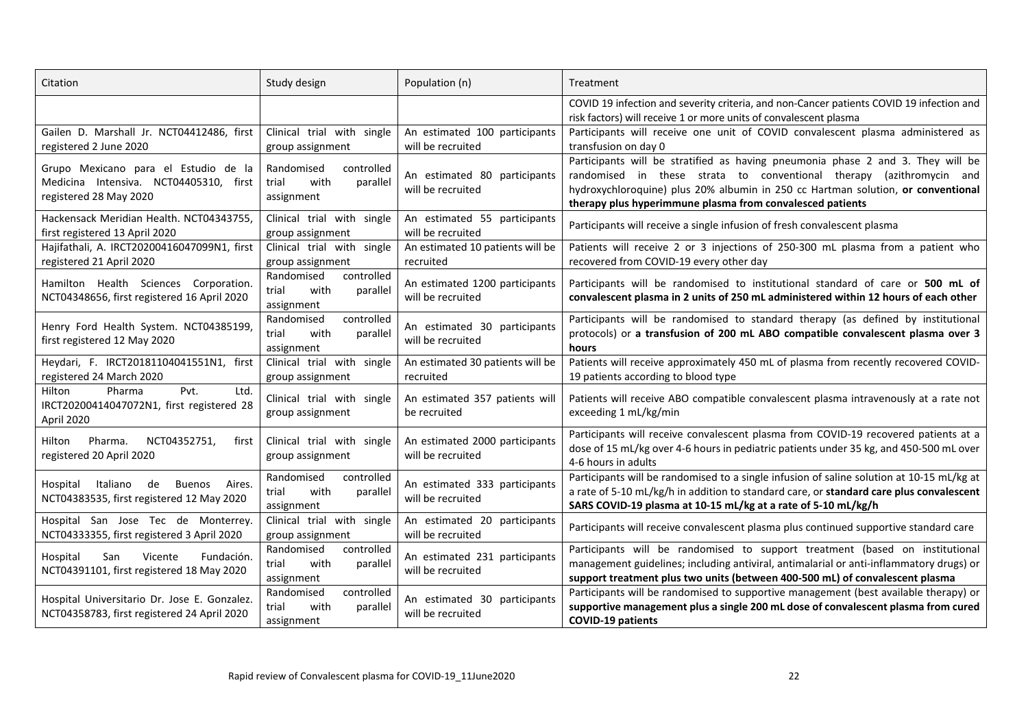| Citation | Study design | Population (n) | Treatment |
|---|---|---|---|
| | | | COVID 19 infection and severity criteria, and non-Cancer patients COVID 19 infection and risk factors) will receive 1 or more units of convalescent plasma |
| Gailen D. Marshall Jr. NCT04412486, first registered 2 June 2020 | Clinical trial with single group assignment | An estimated 100 participants will be recruited | Participants will receive one unit of COVID convalescent plasma administered as transfusion on day 0 |
| Grupo Mexicano para el Estudio de la Medicina Intensiva. NCT04405310, first registered 28 May 2020 | Randomised controlled trial with parallel assignment | An estimated 80 participants will be recruited | Participants will be stratified as having pneumonia phase 2 and 3. They will be randomised in these strata to conventional therapy (azithromycin and hydroxychloroquine) plus 20% albumin in 250 cc Hartman solution, **or conventional therapy plus hyperimmune plasma from convalesced patients** |
| Hackensack Meridian Health. NCT04343755, first registered 13 April 2020 | Clinical trial with single group assignment | An estimated 55 participants will be recruited | Participants will receive a single infusion of fresh convalescent plasma |
| Hajifathali, A. IRCT20200416047099N1, first registered 21 April 2020 | Clinical trial with single group assignment | An estimated 10 patients will be recruited | Patients will receive 2 or 3 injections of 250-300 mL plasma from a patient who recovered from COVID-19 every other day |
| Hamilton Health Sciences Corporation. NCT04348656, first registered 16 April 2020 | Randomised controlled trial with parallel assignment | An estimated 1200 participants will be recruited | Participants will be randomised to institutional standard of care or **500 mL of convalescent plasma in 2 units of 250 mL administered within 12 hours of each other** |
| Henry Ford Health System. NCT04385199, first registered 12 May 2020 | Randomised controlled trial with parallel assignment | An estimated 30 participants will be recruited | Participants will be randomised to standard therapy (as defined by institutional protocols) or **a transfusion of 200 mL ABO compatible convalescent plasma over 3 hours** |
| Heydari, F. IRCT20181104041551N1, first registered 24 March 2020 | Clinical trial with single group assignment | An estimated 30 patients will be recruited | Patients will receive approximately 450 mL of plasma from recently recovered COVID-19 patients according to blood type |
| Hilton Pharma Pvt. Ltd. IRCT20200414047072N1, first registered 28 April 2020 | Clinical trial with single group assignment | An estimated 357 patients will be recruited | Patients will receive ABO compatible convalescent plasma intravenously at a rate not exceeding 1 mL/kg/min |
| Hilton Pharma. NCT04352751, first registered 20 April 2020 | Clinical trial with single group assignment | An estimated 2000 participants will be recruited | Participants will receive convalescent plasma from COVID-19 recovered patients at a dose of 15 mL/kg over 4-6 hours in pediatric patients under 35 kg, and 450-500 mL over 4-6 hours in adults |
| Hospital Italiano de Buenos Aires. NCT04383535, first registered 12 May 2020 | Randomised controlled trial with parallel assignment | An estimated 333 participants will be recruited | Participants will be randomised to a single infusion of saline solution at 10-15 mL/kg at a rate of 5-10 mL/kg/h in addition to standard care, or **standard care plus convalescent SARS COVID-19 plasma at 10-15 mL/kg at a rate of 5-10 mL/kg/h** |
| Hospital San Jose Tec de Monterrey. NCT04333355, first registered 3 April 2020 | Clinical trial with single group assignment | An estimated 20 participants will be recruited | Participants will receive convalescent plasma plus continued supportive standard care |
| Hospital San Vicente Fundación. NCT04391101, first registered 18 May 2020 | Randomised controlled trial with parallel assignment | An estimated 231 participants will be recruited | Participants will be randomised to support treatment (based on institutional management guidelines; including antiviral, antimalarial or anti-inflammatory drugs) or **support treatment plus two units (between 400-500 mL) of convalescent plasma** |
| Hospital Universitario Dr. Jose E. Gonzalez. NCT04358783, first registered 24 April 2020 | Randomised controlled trial with parallel assignment | An estimated 30 participants will be recruited | Participants will be randomised to supportive management (best available therapy) or **supportive management plus a single 200 mL dose of convalescent plasma from cured COVID-19 patients** |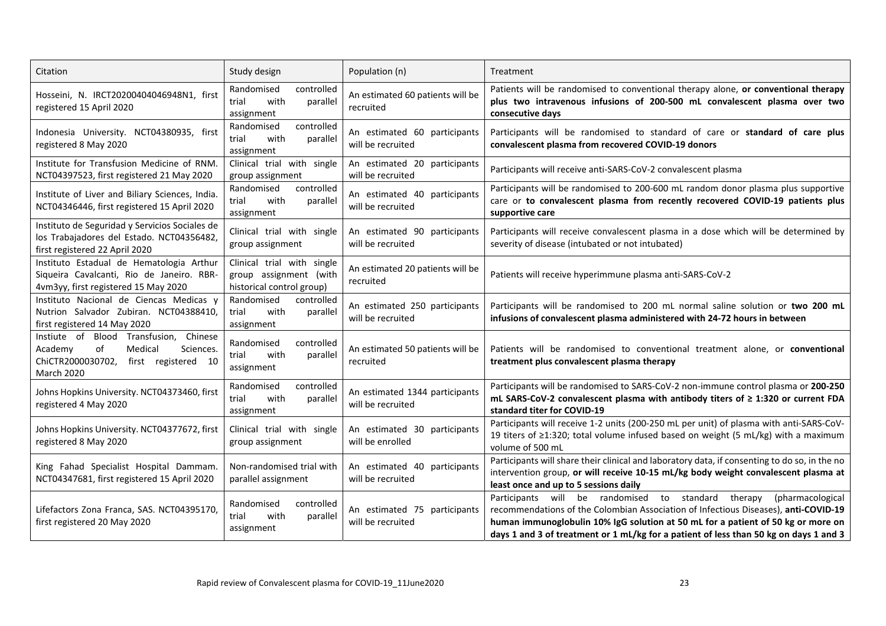| Citation | Study design | Population (n) | Treatment |
|---|---|---|---|
| Hosseini, N. IRCT20200404046948N1, first registered 15 April 2020 | Randomised controlled trial with parallel assignment | An estimated 60 patients will be recruited | Patients will be randomised to conventional therapy alone, **or conventional therapy plus two intravenous infusions of 200-500 mL convalescent plasma over two consecutive days** |
| Indonesia University. NCT04380935, first registered 8 May 2020 | Randomised controlled trial with parallel assignment | An estimated 60 participants will be recruited | Participants will be randomised to standard of care or **standard of care plus convalescent plasma from recovered COVID-19 donors** |
| Institute for Transfusion Medicine of RNM. NCT04397523, first registered 21 May 2020 | Clinical trial with single group assignment | An estimated 20 participants will be recruited | Participants will receive anti-SARS-CoV-2 convalescent plasma |
| Institute of Liver and Biliary Sciences, India. NCT04346446, first registered 15 April 2020 | Randomised controlled trial with parallel assignment | An estimated 40 participants will be recruited | Participants will be randomised to 200-600 mL random donor plasma plus supportive care or **to convalescent plasma from recently recovered COVID-19 patients plus supportive care** |
| Instituto de Seguridad y Servicios Sociales de los Trabajadores del Estado. NCT04356482, first registered 22 April 2020 | Clinical trial with single group assignment | An estimated 90 participants will be recruited | Participants will receive convalescent plasma in a dose which will be determined by severity of disease (intubated or not intubated) |
| Instituto Estadual de Hematologia Arthur Siqueira Cavalcanti, Rio de Janeiro. RBR-4vm3yy, first registered 15 May 2020 | Clinical trial with single group assignment (with historical control group) | An estimated 20 patients will be recruited | Patients will receive hyperimmune plasma anti-SARS-CoV-2 |
| Instituto Nacional de Ciencas Medicas y Nutrion Salvador Zubiran. NCT04388410, first registered 14 May 2020 | Randomised controlled trial with parallel assignment | An estimated 250 participants will be recruited | Participants will be randomised to 200 mL normal saline solution or **two 200 mL infusions of convalescent plasma administered with 24-72 hours in between** |
| Instiute of Blood Transfusion, Chinese Academy of Medical Sciences. ChiCTR2000030702, first registered 10 March 2020 | Randomised controlled trial with parallel assignment | An estimated 50 patients will be recruited | Patients will be randomised to conventional treatment alone, or **conventional treatment plus convalescent plasma therapy** |
| Johns Hopkins University. NCT04373460, first registered 4 May 2020 | Randomised controlled trial with parallel assignment | An estimated 1344 participants will be recruited | Participants will be randomised to SARS-CoV-2 non-immune control plasma or **200-250 mL SARS-CoV-2 convalescent plasma with antibody titers of ≥ 1:320 or current FDA standard titer for COVID-19** |
| Johns Hopkins University. NCT04377672, first registered 8 May 2020 | Clinical trial with single group assignment | An estimated 30 participants will be enrolled | Participants will receive 1-2 units (200-250 mL per unit) of plasma with anti-SARS-CoV-19 titers of ≥1:320; total volume infused based on weight (5 mL/kg) with a maximum volume of 500 mL |
| King Fahad Specialist Hospital Dammam. NCT04347681, first registered 15 April 2020 | Non-randomised trial with parallel assignment | An estimated 40 participants will be recruited | Participants will share their clinical and laboratory data, if consenting to do so, in the no intervention group, **or will receive 10-15 mL/kg body weight convalescent plasma at least once and up to 5 sessions daily** |
| Lifefactors Zona Franca, SAS. NCT04395170, first registered 20 May 2020 | Randomised controlled trial with parallel assignment | An estimated 75 participants will be recruited | Participants will be randomised to standard therapy (pharmacological recommendations of the Colombian Association of Infectious Diseases), **anti-COVID-19 human immunoglobulin 10% IgG solution at 50 mL for a patient of 50 kg or more on days 1 and 3 of treatment or 1 mL/kg for a patient of less than 50 kg on days 1 and 3** |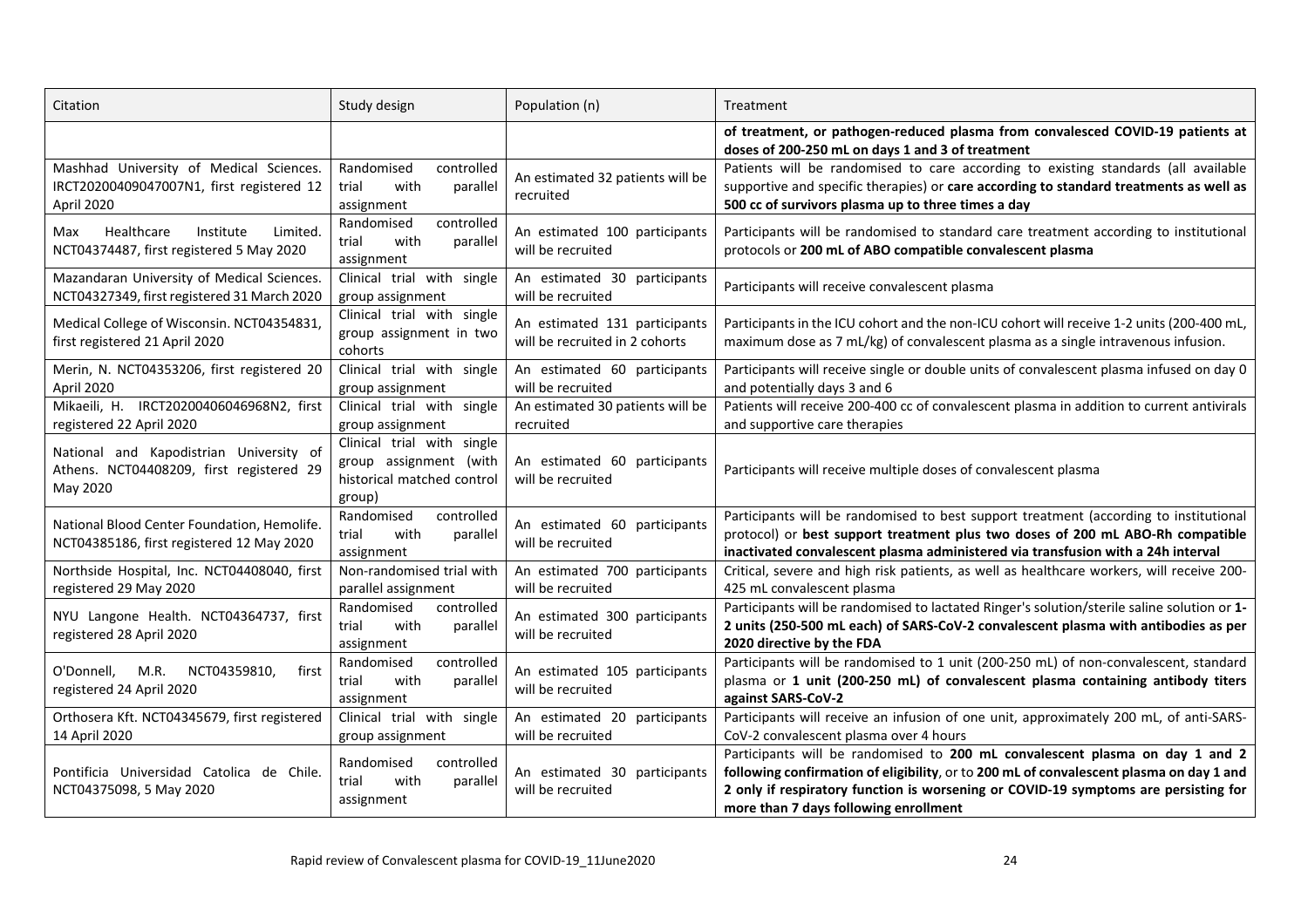| Citation | Study design | Population (n) | Treatment |
|---|---|---|---|
| | | | **of treatment, or pathogen-reduced plasma from convalesced COVID-19 patients at doses of 200-250 mL on days 1 and 3 of treatment** |
| Mashhad University of Medical Sciences. IRCT20200409047007N1, first registered 12 April 2020 | Randomised controlled trial with parallel assignment | An estimated 32 patients will be recruited | Patients will be randomised to care according to existing standards (all available supportive and specific therapies) or **care according to standard treatments as well as 500 cc of survivors plasma up to three times a day** |
| Max Healthcare Institute Limited. NCT04374487, first registered 5 May 2020 | Randomised controlled trial with parallel assignment | An estimated 100 participants will be recruited | Participants will be randomised to standard care treatment according to institutional protocols or **200 mL of ABO compatible convalescent plasma** |
| Mazandaran University of Medical Sciences. NCT04327349, first registered 31 March 2020 | Clinical trial with single group assignment | An estimated 30 participants will be recruited | Participants will receive convalescent plasma |
| Medical College of Wisconsin. NCT04354831, first registered 21 April 2020 | Clinical trial with single group assignment in two cohorts | An estimated 131 participants will be recruited in 2 cohorts | Participants in the ICU cohort and the non-ICU cohort will receive 1-2 units (200-400 mL, maximum dose as 7 mL/kg) of convalescent plasma as a single intravenous infusion. |
| Merin, N. NCT04353206, first registered 20 April 2020 | Clinical trial with single group assignment | An estimated 60 participants will be recruited | Participants will receive single or double units of convalescent plasma infused on day 0 and potentially days 3 and 6 |
| Mikaeili, H. IRCT20200406046968N2, first registered 22 April 2020 | Clinical trial with single group assignment | An estimated 30 patients will be recruited | Patients will receive 200-400 cc of convalescent plasma in addition to current antivirals and supportive care therapies |
| National and Kapodistrian University of Athens. NCT04408209, first registered 29 May 2020 | Clinical trial with single group assignment (with historical matched control group) | An estimated 60 participants will be recruited | Participants will receive multiple doses of convalescent plasma |
| National Blood Center Foundation, Hemolife. NCT04385186, first registered 12 May 2020 | Randomised controlled trial with parallel assignment | An estimated 60 participants will be recruited | Participants will be randomised to best support treatment (according to institutional protocol) or **best support treatment plus two doses of 200 mL ABO-Rh compatible inactivated convalescent plasma administered via transfusion with a 24h interval** |
| Northside Hospital, Inc. NCT04408040, first registered 29 May 2020 | Non-randomised trial with parallel assignment | An estimated 700 participants will be recruited | Critical, severe and high risk patients, as well as healthcare workers, will receive 200-425 mL convalescent plasma |
| NYU Langone Health. NCT04364737, first registered 28 April 2020 | Randomised controlled trial with parallel assignment | An estimated 300 participants will be recruited | Participants will be randomised to lactated Ringer's solution/sterile saline solution or **1-2 units (250-500 mL each) of SARS-CoV-2 convalescent plasma with antibodies as per 2020 directive by the FDA** |
| O'Donnell, M.R. NCT04359810, first registered 24 April 2020 | Randomised controlled trial with parallel assignment | An estimated 105 participants will be recruited | Participants will be randomised to 1 unit (200-250 mL) of non-convalescent, standard plasma or **1 unit (200-250 mL) of convalescent plasma containing antibody titers against SARS-CoV-2** |
| Orthosera Kft. NCT04345679, first registered 14 April 2020 | Clinical trial with single group assignment | An estimated 20 participants will be recruited | Participants will receive an infusion of one unit, approximately 200 mL, of anti-SARS-CoV-2 convalescent plasma over 4 hours |
| Pontificia Universidad Catolica de Chile. NCT04375098, 5 May 2020 | Randomised controlled trial with parallel assignment | An estimated 30 participants will be recruited | Participants will be randomised to **200 mL convalescent plasma on day 1 and 2 following confirmation of eligibility**, or to **200 mL of convalescent plasma on day 1 and 2 only if respiratory function is worsening or COVID-19 symptoms are persisting for more than 7 days following enrollment** |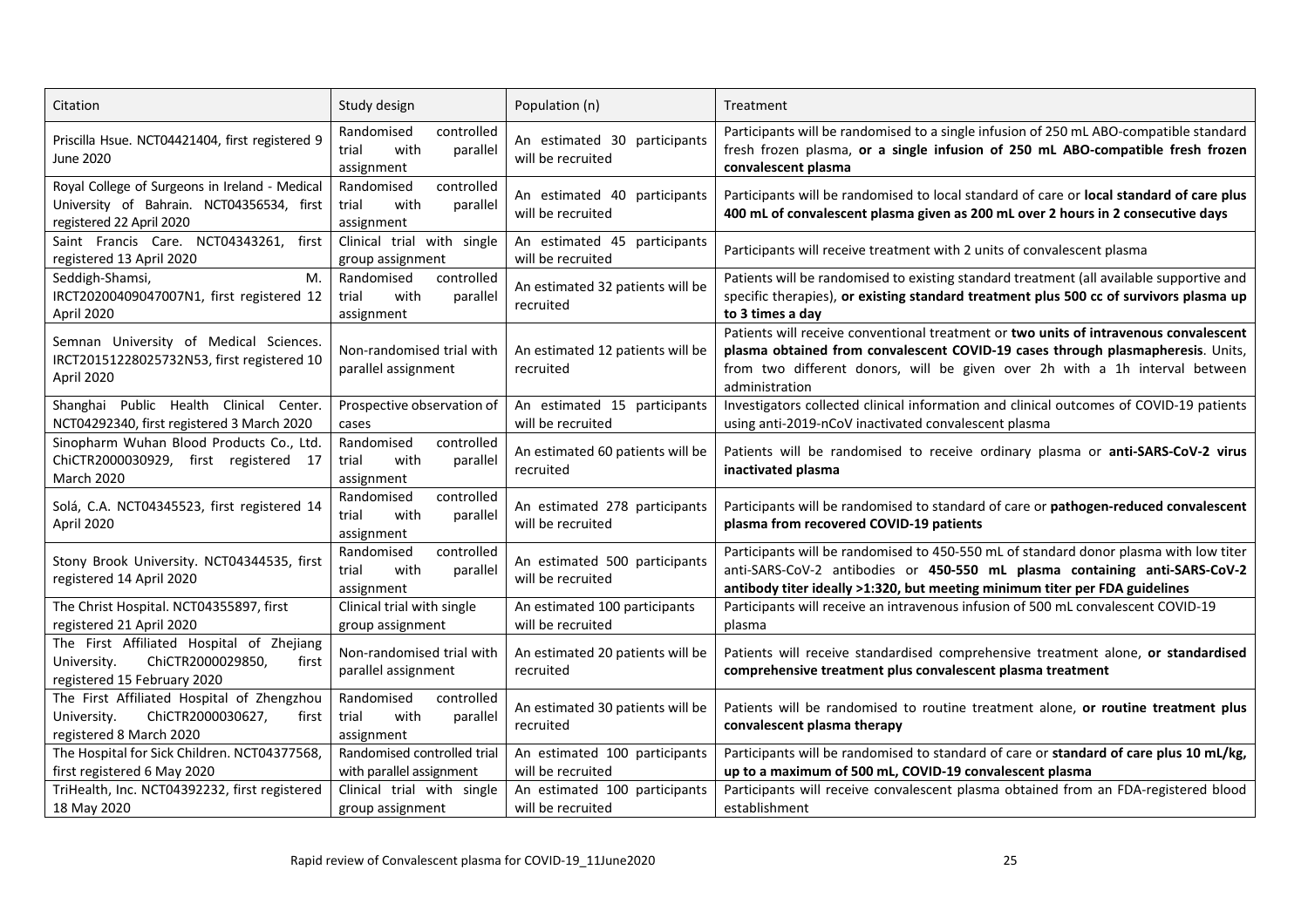| Citation | Study design | Population (n) | Treatment |
|---|---|---|---|
| Priscilla Hsue. NCT04421404, first registered 9 June 2020 | Randomised controlled trial with parallel assignment | An estimated 30 participants will be recruited | Participants will be randomised to a single infusion of 250 mL ABO-compatible standard fresh frozen plasma, **or a single infusion of 250 mL ABO-compatible fresh frozen convalescent plasma** |
| Royal College of Surgeons in Ireland - Medical University of Bahrain. NCT04356534, first registered 22 April 2020 | Randomised controlled trial with parallel assignment | An estimated 40 participants will be recruited | Participants will be randomised to local standard of care or **local standard of care plus 400 mL of convalescent plasma given as 200 mL over 2 hours in 2 consecutive days** |
| Saint Francis Care. NCT04343261, first registered 13 April 2020 | Clinical trial with single group assignment | An estimated 45 participants will be recruited | Participants will receive treatment with 2 units of convalescent plasma |
| Seddigh-Shamsi, M. IRCT20200409047007N1, first registered 12 April 2020 | Randomised controlled trial with parallel assignment | An estimated 32 patients will be recruited | Patients will be randomised to existing standard treatment (all available supportive and specific therapies), **or existing standard treatment plus 500 cc of survivors plasma up to 3 times a day** |
| Semnan University of Medical Sciences. IRCT20151228025732N53, first registered 10 April 2020 | Non-randomised trial with parallel assignment | An estimated 12 patients will be recruited | Patients will receive conventional treatment or **two units of intravenous convalescent plasma obtained from convalescent COVID-19 cases through plasmapheresis**. Units, from two different donors, will be given over 2h with a 1h interval between administration |
| Shanghai Public Health Clinical Center. NCT04292340, first registered 3 March 2020 | Prospective observation of cases | An estimated 15 participants will be recruited | Investigators collected clinical information and clinical outcomes of COVID-19 patients using anti-2019-nCoV inactivated convalescent plasma |
| Sinopharm Wuhan Blood Products Co., Ltd. ChiCTR2000030929, first registered 17 March 2020 | Randomised controlled trial with parallel assignment | An estimated 60 patients will be recruited | Patients will be randomised to receive ordinary plasma or **anti-SARS-CoV-2 virus inactivated plasma** |
| Solá, C.A. NCT04345523, first registered 14 April 2020 | Randomised controlled trial with parallel assignment | An estimated 278 participants will be recruited | Participants will be randomised to standard of care or **pathogen-reduced convalescent plasma from recovered COVID-19 patients** |
| Stony Brook University. NCT04344535, first registered 14 April 2020 | Randomised controlled trial with parallel assignment | An estimated 500 participants will be recruited | Participants will be randomised to 450-550 mL of standard donor plasma with low titer anti-SARS-CoV-2 antibodies or **450-550 mL plasma containing anti-SARS-CoV-2 antibody titer ideally >1:320, but meeting minimum titer per FDA guidelines** |
| The Christ Hospital. NCT04355897, first registered 21 April 2020 | Clinical trial with single group assignment | An estimated 100 participants will be recruited | Participants will receive an intravenous infusion of 500 mL convalescent COVID-19 plasma |
| The First Affiliated Hospital of Zhejiang University. ChiCTR2000029850, first registered 15 February 2020 | Non-randomised trial with parallel assignment | An estimated 20 patients will be recruited | Patients will receive standardised comprehensive treatment alone, **or standardised comprehensive treatment plus convalescent plasma treatment** |
| The First Affiliated Hospital of Zhengzhou University. ChiCTR2000030627, first registered 8 March 2020 | Randomised controlled trial with parallel assignment | An estimated 30 patients will be recruited | Patients will be randomised to routine treatment alone, **or routine treatment plus convalescent plasma therapy** |
| The Hospital for Sick Children. NCT04377568, first registered 6 May 2020 | Randomised controlled trial with parallel assignment | An estimated 100 participants will be recruited | Participants will be randomised to standard of care or **standard of care plus 10 mL/kg, up to a maximum of 500 mL, COVID-19 convalescent plasma** |
| TriHealth, Inc. NCT04392232, first registered 18 May 2020 | Clinical trial with single group assignment | An estimated 100 participants will be recruited | Participants will receive convalescent plasma obtained from an FDA-registered blood establishment |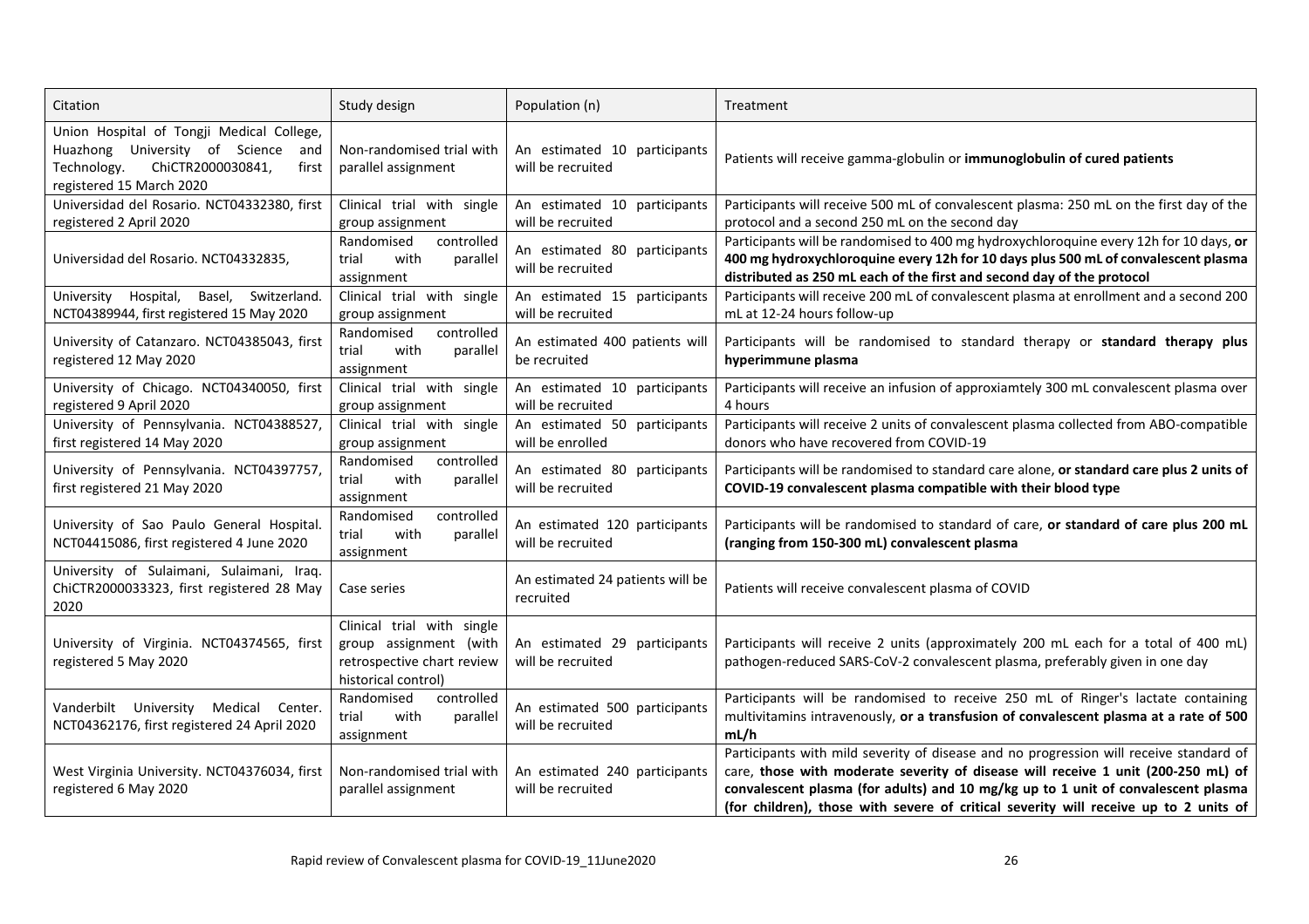| Citation | Study design | Population (n) | Treatment |
|---|---|---|---|
| Union Hospital of Tongji Medical College, Huazhong University of Science and Technology. ChiCTR2000030841, first registered 15 March 2020 | Non-randomised trial with parallel assignment | An estimated 10 participants will be recruited | Patients will receive gamma-globulin or **immunoglobulin of cured patients** |
| Universidad del Rosario. NCT04332380, first registered 2 April 2020 | Clinical trial with single group assignment | An estimated 10 participants will be recruited | Participants will receive 500 mL of convalescent plasma: 250 mL on the first day of the protocol and a second 250 mL on the second day |
| Universidad del Rosario. NCT04332835, | Randomised controlled trial with parallel assignment | An estimated 80 participants will be recruited | Participants will be randomised to 400 mg hydroxychloroquine every 12h for 10 days, **or 400 mg hydroxychloroquine every 12h for 10 days plus 500 mL of convalescent plasma distributed as 250 mL each of the first and second day of the protocol** |
| University Hospital, Basel, Switzerland. NCT04389944, first registered 15 May 2020 | Clinical trial with single group assignment | An estimated 15 participants will be recruited | Participants will receive 200 mL of convalescent plasma at enrollment and a second 200 mL at 12-24 hours follow-up |
| University of Catanzaro. NCT04385043, first registered 12 May 2020 | Randomised controlled trial with parallel assignment | An estimated 400 patients will be recruited | Participants will be randomised to standard therapy or **standard therapy plus hyperimmune plasma** |
| University of Chicago. NCT04340050, first registered 9 April 2020 | Clinical trial with single group assignment | An estimated 10 participants will be recruited | Participants will receive an infusion of approxiamtely 300 mL convalescent plasma over 4 hours |
| University of Pennsylvania. NCT04388527, first registered 14 May 2020 | Clinical trial with single group assignment | An estimated 50 participants will be enrolled | Participants will receive 2 units of convalescent plasma collected from ABO-compatible donors who have recovered from COVID-19 |
| University of Pennsylvania. NCT04397757, first registered 21 May 2020 | Randomised controlled trial with parallel assignment | An estimated 80 participants will be recruited | Participants will be randomised to standard care alone, **or standard care plus 2 units of COVID-19 convalescent plasma compatible with their blood type** |
| University of Sao Paulo General Hospital. NCT04415086, first registered 4 June 2020 | Randomised controlled trial with parallel assignment | An estimated 120 participants will be recruited | Participants will be randomised to standard of care, **or standard of care plus 200 mL (ranging from 150-300 mL) convalescent plasma** |
| University of Sulaimani, Sulaimani, Iraq. ChiCTR2000033323, first registered 28 May 2020 | Case series | An estimated 24 patients will be recruited | Patients will receive convalescent plasma of COVID |
| University of Virginia. NCT04374565, first registered 5 May 2020 | Clinical trial with single group assignment (with retrospective chart review historical control) | An estimated 29 participants will be recruited | Participants will receive 2 units (approximately 200 mL each for a total of 400 mL) pathogen-reduced SARS-CoV-2 convalescent plasma, preferably given in one day |
| Vanderbilt University Medical Center. NCT04362176, first registered 24 April 2020 | Randomised controlled trial with parallel assignment | An estimated 500 participants will be recruited | Participants will be randomised to receive 250 mL of Ringer's lactate containing multivitamins intravenously, **or a transfusion of convalescent plasma at a rate of 500 mL/h** |
| West Virginia University. NCT04376034, first registered 6 May 2020 | Non-randomised trial with parallel assignment | An estimated 240 participants will be recruited | Participants with mild severity of disease and no progression will receive standard of care, **those with moderate severity of disease will receive 1 unit (200-250 mL) of convalescent plasma (for adults) and 10 mg/kg up to 1 unit of convalescent plasma (for children), those with severe of critical severity will receive up to 2 units of** |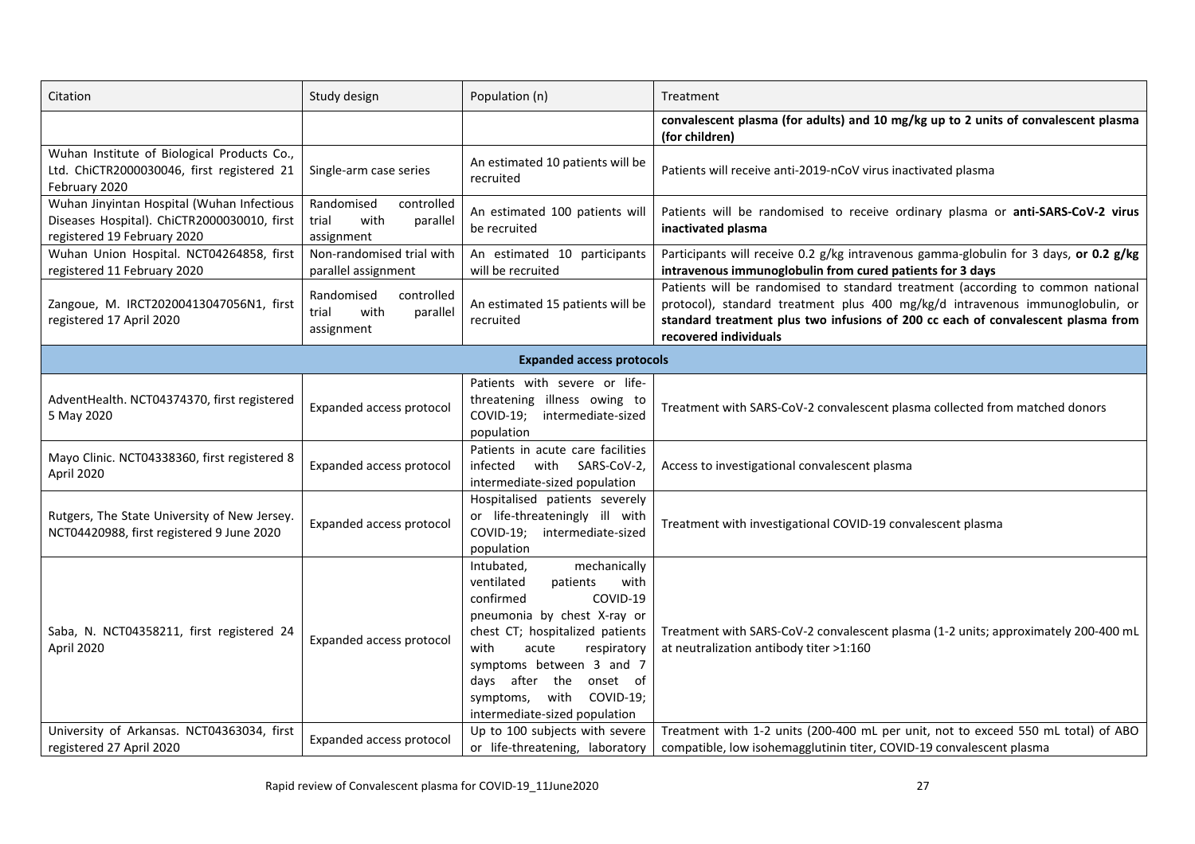| Citation | Study design | Population (n) | Treatment |
|---|---|---|---|
| | | | **convalescent plasma (for adults) and 10 mg/kg up to 2 units of convalescent plasma (for children)** |
| Wuhan Institute of Biological Products Co., Ltd. ChiCTR2000030046, first registered 21 February 2020 | Single-arm case series | An estimated 10 patients will be recruited | Patients will receive anti-2019-nCoV virus inactivated plasma |
| Wuhan Jinyintan Hospital (Wuhan Infectious Diseases Hospital). ChiCTR2000030010, first registered 19 February 2020 | Randomised controlled trial with parallel assignment | An estimated 100 patients will be recruited | Patients will be randomised to receive ordinary plasma or **anti-SARS-CoV-2 virus inactivated plasma** |
| Wuhan Union Hospital. NCT04264858, first registered 11 February 2020 | Non-randomised trial with parallel assignment | An estimated 10 participants will be recruited | Participants will receive 0.2 g/kg intravenous gamma-globulin for 3 days, **or 0.2 g/kg intravenous immunoglobulin from cured patients for 3 days** |
| Zangoue, M. IRCT20200413047056N1, first registered 17 April 2020 | Randomised controlled trial with parallel assignment | An estimated 15 patients will be recruited | Patients will be randomised to standard treatment (according to common national protocol), standard treatment plus 400 mg/kg/d intravenous immunoglobulin, or **standard treatment plus two infusions of 200 cc each of convalescent plasma from recovered individuals** |
| **Expanded access protocols** | | | |
| AdventHealth. NCT04374370, first registered 5 May 2020 | Expanded access protocol | Patients with severe or life-threatening illness owing to COVID-19; intermediate-sized population | Treatment with SARS-CoV-2 convalescent plasma collected from matched donors |
| Mayo Clinic. NCT04338360, first registered 8 April 2020 | Expanded access protocol | Patients in acute care facilities infected with SARS-CoV-2, intermediate-sized population | Access to investigational convalescent plasma |
| Rutgers, The State University of New Jersey. NCT04420988, first registered 9 June 2020 | Expanded access protocol | Hospitalised patients severely or life-threateningly ill with COVID-19; intermediate-sized population | Treatment with investigational COVID-19 convalescent plasma |
| Saba, N. NCT04358211, first registered 24 April 2020 | Expanded access protocol | Intubated, mechanically ventilated patients with confirmed COVID-19 pneumonia by chest X-ray or chest CT; hospitalized patients with acute respiratory symptoms between 3 and 7 days after the onset of symptoms, with COVID-19; intermediate-sized population | Treatment with SARS-CoV-2 convalescent plasma (1-2 units; approximately 200-400 mL at neutralization antibody titer >1:160 |
| University of Arkansas. NCT04363034, first registered 27 April 2020 | Expanded access protocol | Up to 100 subjects with severe or life-threatening, laboratory | Treatment with 1-2 units (200-400 mL per unit, not to exceed 550 mL total) of ABO compatible, low isohemagglutinin titer, COVID-19 convalescent plasma |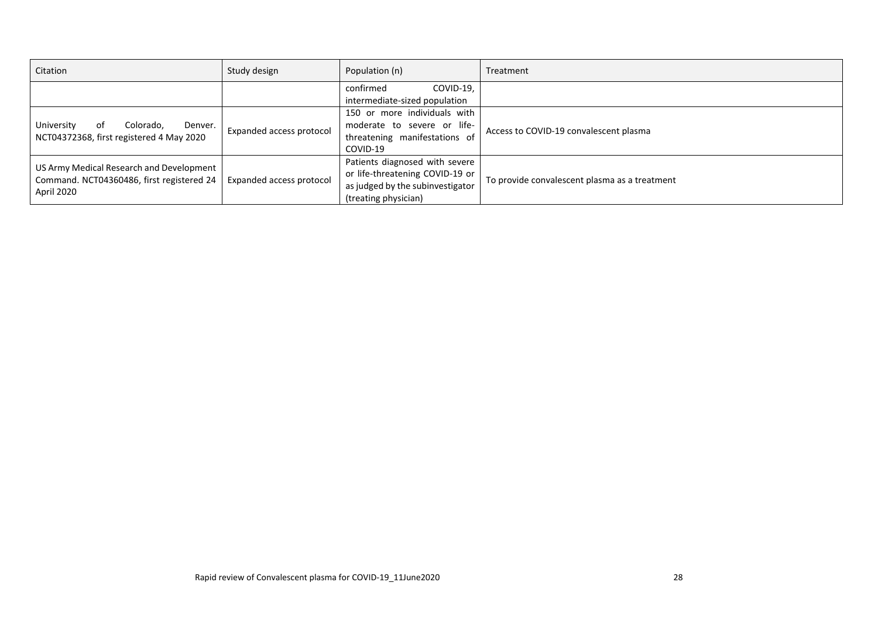| Citation | Study design | Population (n) | Treatment |
| --- | --- | --- | --- |
| | | confirmed COVID-19, intermediate-sized population | |
| University of Colorado, Denver. NCT04372368, first registered 4 May 2020 | Expanded access protocol | 150 or more individuals with moderate to severe or life-threatening manifestations of COVID-19 | Access to COVID-19 convalescent plasma |
| US Army Medical Research and Development Command. NCT04360486, first registered 24 April 2020 | Expanded access protocol | Patients diagnosed with severe or life-threatening COVID-19 or as judged by the subinvestigator (treating physician) | To provide convalescent plasma as a treatment |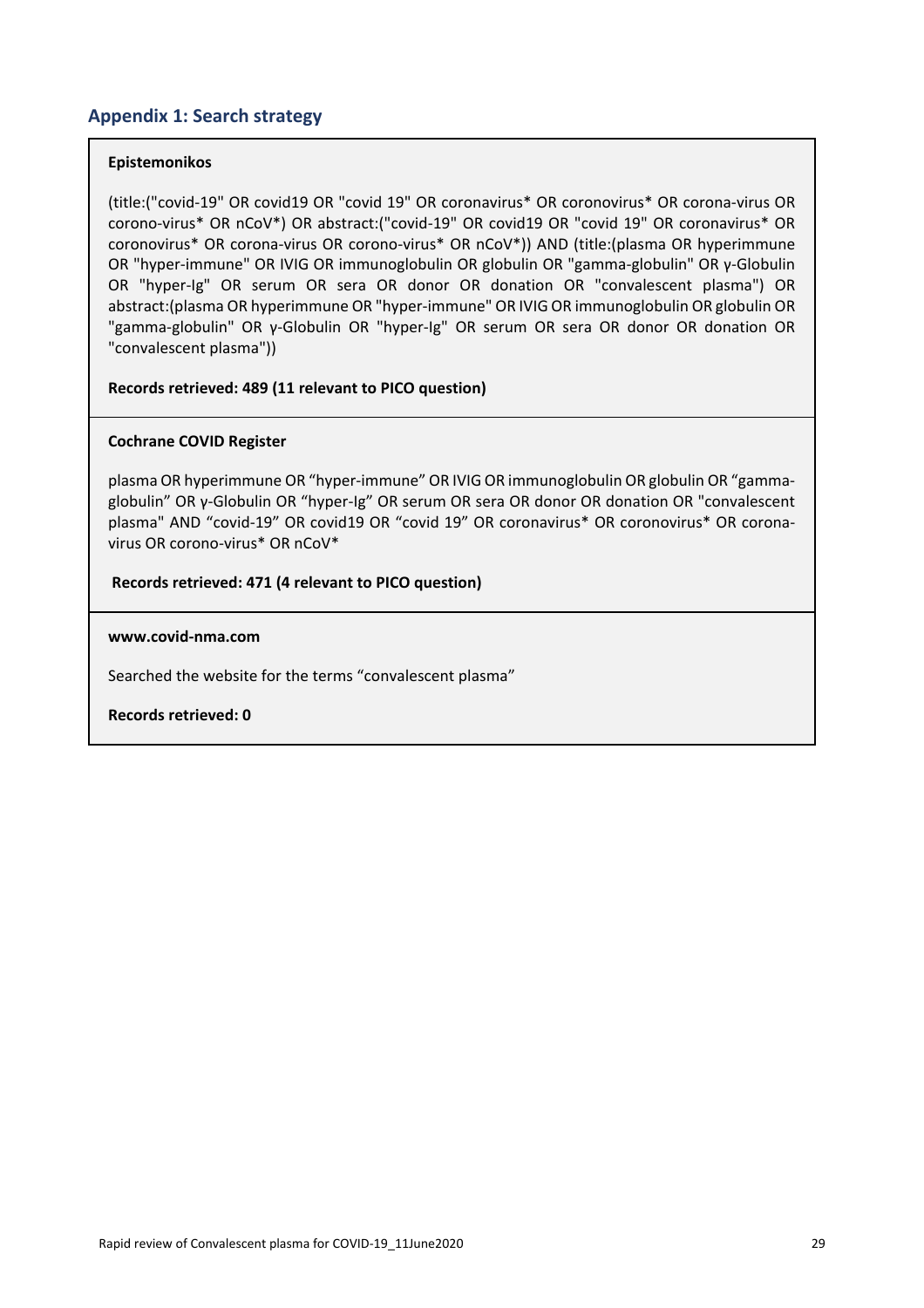## Appendix 1: Search strategy

**Epistemonikos**

(title:("covid-19" OR covid19 OR "covid 19" OR coronavirus* OR coronovirus* OR corona-virus OR corono-virus* OR nCoV*) OR abstract:("covid-19" OR covid19 OR "covid 19" OR coronavirus* OR coronovirus* OR corona-virus OR corono-virus* OR nCoV*)) AND (title:(plasma OR hyperimmune OR "hyper-immune" OR IVIG OR immunoglobulin OR globulin OR "gamma-globulin" OR γ-Globulin OR "hyper-Ig" OR serum OR sera OR donor OR donation OR "convalescent plasma") OR abstract:(plasma OR hyperimmune OR "hyper-immune" OR IVIG OR immunoglobulin OR globulin OR "gamma-globulin" OR γ-Globulin OR "hyper-Ig" OR serum OR sera OR donor OR donation OR "convalescent plasma"))

**Records retrieved: 489 (11 relevant to PICO question)**

**Cochrane COVID Register**

plasma OR hyperimmune OR “hyper-immune” OR IVIG OR immunoglobulin OR globulin OR “gamma-globulin” OR γ-Globulin OR “hyper-Ig” OR serum OR sera OR donor OR donation OR "convalescent plasma" AND “covid-19” OR covid19 OR “covid 19” OR coronavirus* OR coronovirus* OR corona-virus OR corono-virus* OR nCoV*

**Records retrieved: 471 (4 relevant to PICO question)**

**www.covid-nma.com**

Searched the website for the terms “convalescent plasma”

**Records retrieved: 0**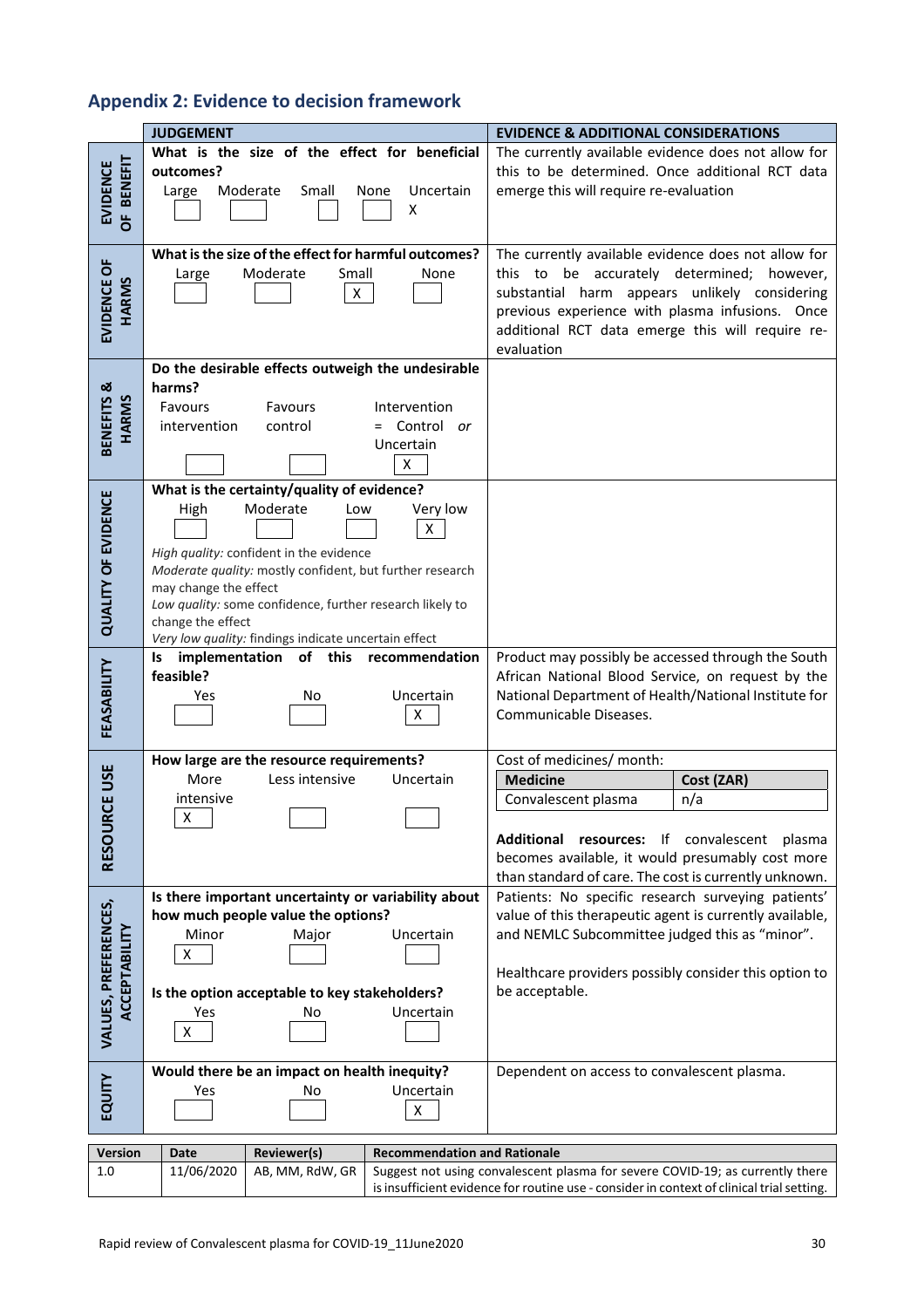## Appendix 2: Evidence to decision framework

| | JUDGEMENT | EVIDENCE & ADDITIONAL CONSIDERATIONS |
|---|---|---|
| EVIDENCE OF BENEFIT | **What is the size of the effect for beneficial outcomes?**<br>Large [ ] Moderate [ ] Small [ ] None [ ] Uncertain [X] | The currently available evidence does not allow for this to be determined. Once additional RCT data emerge this will require re-evaluation |
| EVIDENCE OF HARMS | **What is the size of the effect for harmful outcomes?**<br>Large [ ] Moderate [ ] Small [X] None [ ] | The currently available evidence does not allow for this to be accurately determined; however, substantial harm appears unlikely considering previous experience with plasma infusions. Once additional RCT data emerge this will require re-evaluation |
| BENEFITS & HARMS | **Do the desirable effects outweigh the undesirable harms?**<br>Favours intervention [ ] Favours control [ ] Intervention = Control *or* Uncertain [X] | |
| QUALITY OF EVIDENCE | **What is the certainty/quality of evidence?**<br>High [ ] Moderate [ ] Low [ ] Very low [X]<br>*High quality:* confident in the evidence<br>*Moderate quality:* mostly confident, but further research may change the effect<br>*Low quality:* some confidence, further research likely to change the effect<br>*Very low quality:* findings indicate uncertain effect | |
| FEASABILITY | **Is implementation of this recommendation feasible?**<br>Yes [ ] No [ ] Uncertain [X] | Product may possibly be accessed through the South African National Blood Service, on request by the National Department of Health/National Institute for Communicable Diseases. |
| RESOURCE USE | **How large are the resource requirements?**<br>More intensive [X] Less intensive [ ] Uncertain [ ] | Cost of medicines/ month:<br>**Medicine**: Convalescent plasma — **Cost (ZAR)**: n/a<br><br>**Additional resources:** If convalescent plasma becomes available, it would presumably cost more than standard of care. The cost is currently unknown. |
| VALUES, PREFERENCES, ACCEPTABILITY | **Is there important uncertainty or variability about how much people value the options?**<br>Minor [X] Major [ ] Uncertain [ ]<br><br>**Is the option acceptable to key stakeholders?**<br>Yes [X] No [ ] Uncertain [ ] | Patients: No specific research surveying patients' value of this therapeutic agent is currently available, and NEMLC Subcommittee judged this as "minor".<br><br>Healthcare providers possibly consider this option to be acceptable. |
| EQUITY | **Would there be an impact on health inequity?**<br>Yes [ ] No [ ] Uncertain [X] | Dependent on access to convalescent plasma. |

| Version | Date | Reviewer(s) | Recommendation and Rationale |
|---|---|---|---|
| 1.0 | 11/06/2020 | AB, MM, RdW, GR | Suggest not using convalescent plasma for severe COVID-19; as currently there is insufficient evidence for routine use - consider in context of clinical trial setting. |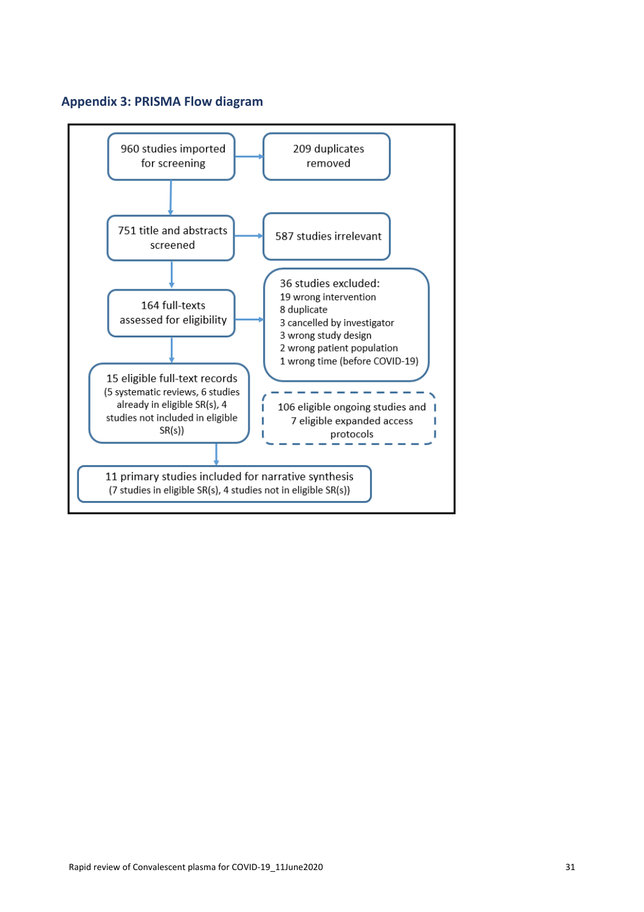## Appendix 3: PRISMA Flow diagram

960 studies imported for screening

→ 209 duplicates removed

751 title and abstracts screened

→ 587 studies irrelevant

164 full-texts assessed for eligibility

→ 36 studies excluded:
- 19 wrong intervention
- 8 duplicate
- 3 cancelled by investigator
- 3 wrong study design
- 2 wrong patient population
- 1 wrong time (before COVID-19)

15 eligible full-text records (5 systematic reviews, 6 studies already in eligible SR(s), 4 studies not included in eligible SR(s))

106 eligible ongoing studies and 7 eligible expanded access protocols

11 primary studies included for narrative synthesis (7 studies in eligible SR(s), 4 studies not in eligible SR(s))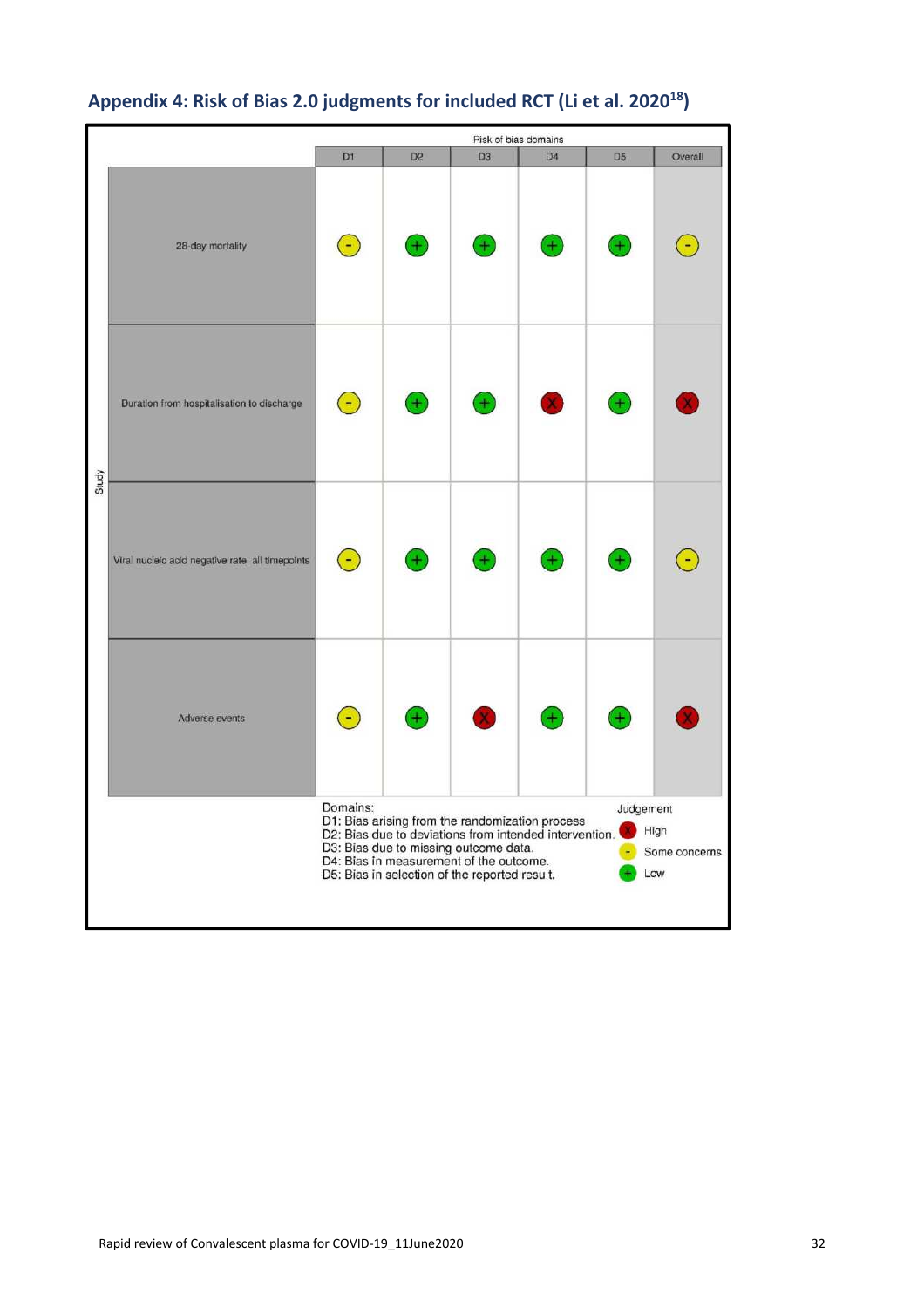## Appendix 4: Risk of Bias 2.0 judgments for included RCT (Li et al. 2020[18])

| Study | D1 | D2 | D3 | D4 | D5 | Overall |
|---|---|---|---|---|---|---|
| 28-day mortality | - | + | + | + | + | - |
| Duration from hospitalisation to discharge | - | + | + | X | + | X |
| Viral nucleic acid negative rate, all timepoints | - | + | + | + | + | - |
| Adverse events | - | + | X | + | + | X |

Domains:
D1: Bias arising from the randomization process.
D2: Bias due to deviations from intended intervention.
D3: Bias due to missing outcome data.
D4: Bias in measurement of the outcome.
D5: Bias in selection of the reported result.

Judgement
X High
- Some concerns
+ Low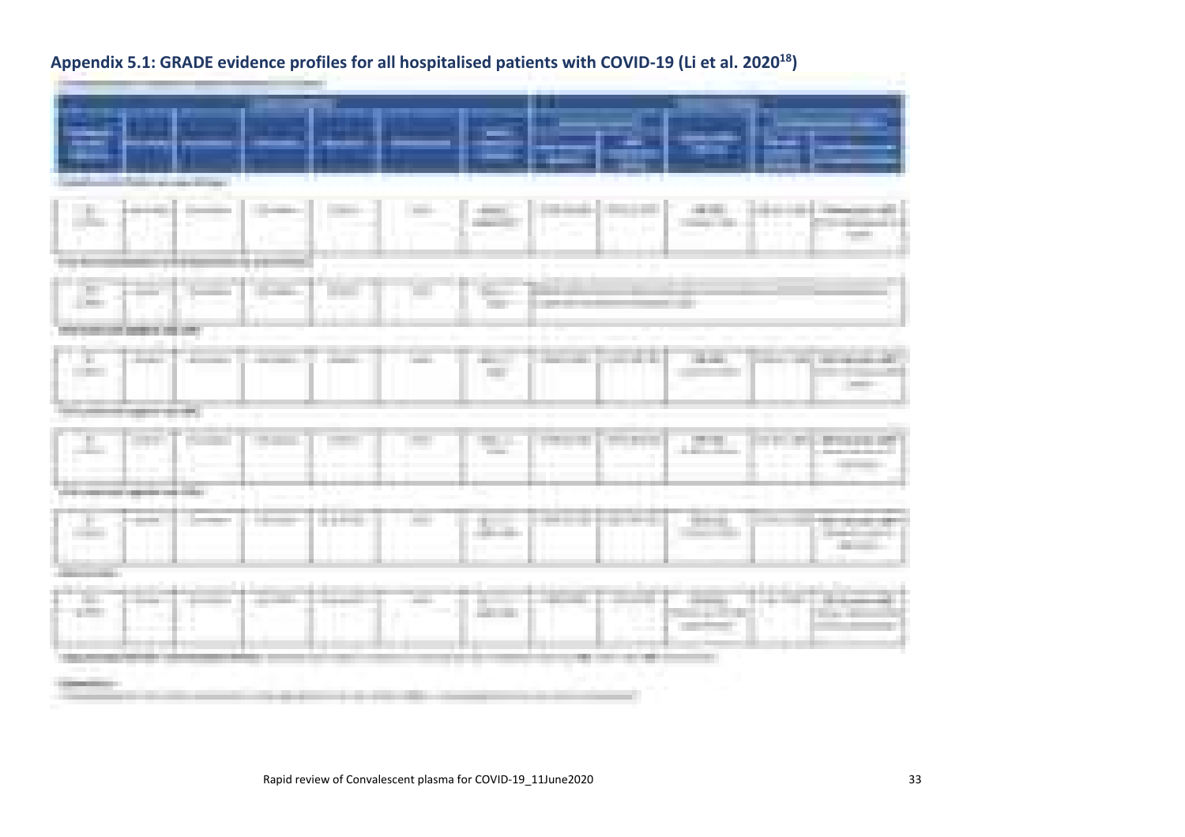## Appendix 5.1: GRADE evidence profiles for all hospitalised patients with COVID-19 (Li et al. 2020[18])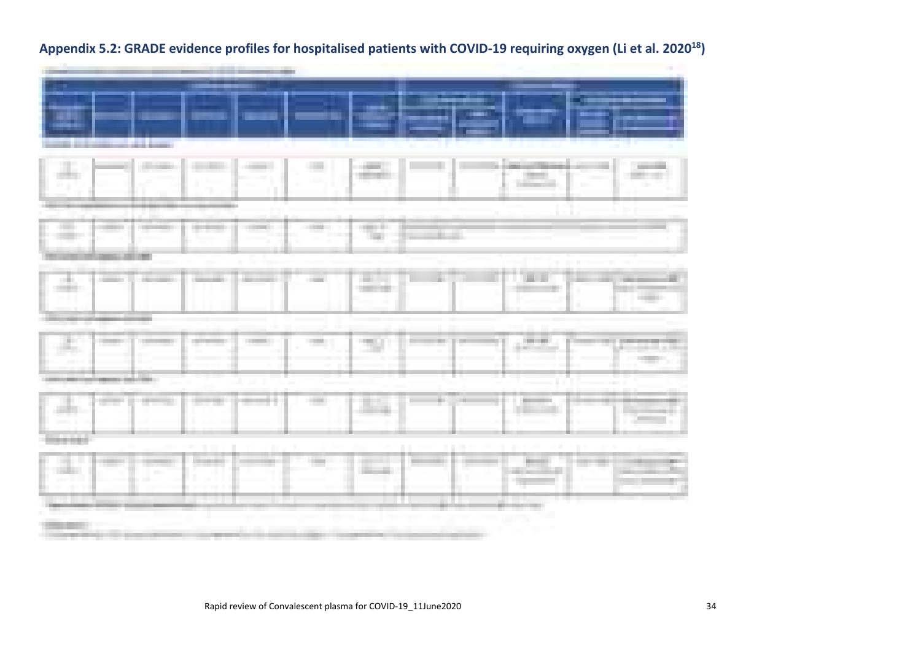## Appendix 5.2: GRADE evidence profiles for hospitalised patients with COVID-19 requiring oxygen (Li et al. 2020[18])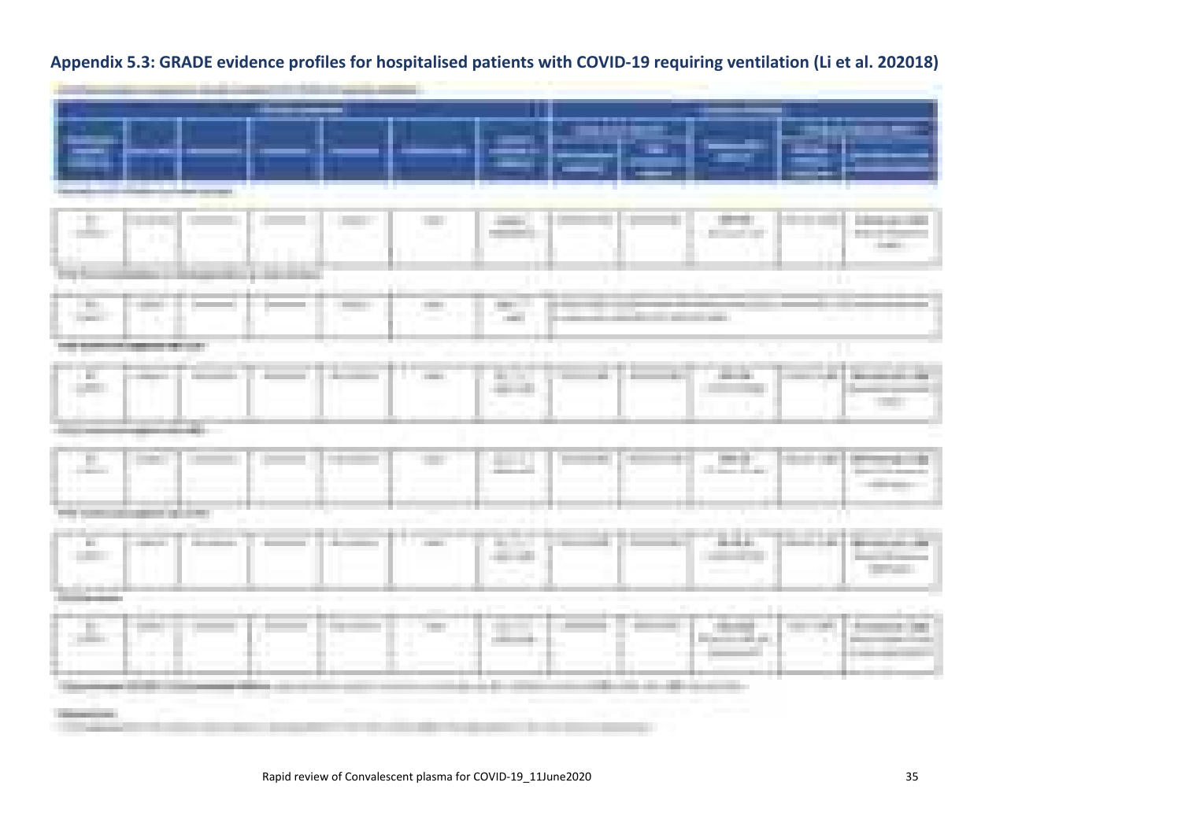## Appendix 5.3: GRADE evidence profiles for hospitalised patients with COVID-19 requiring ventilation (Li et al. 202018)